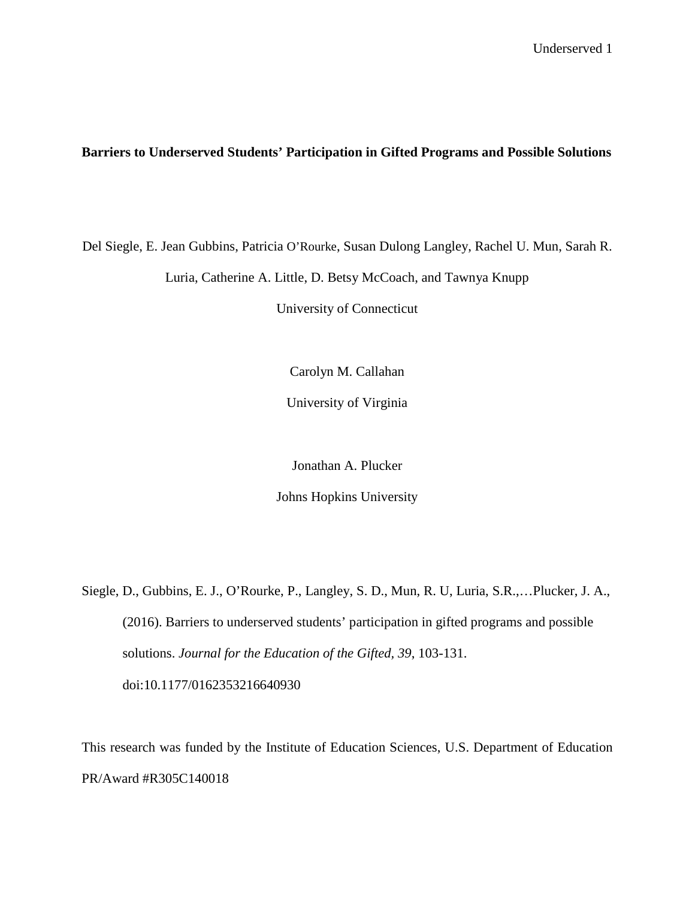# Barriers to Underserved Students' Participation in Gifted Programs and Possible Solutions

Del Siegle, E. Jean Gubbins, Patricia O'Rourke, Susan Dulong Langley, Rachel U. Mun, Sarah R. Luria, Catherine A. Little, D. Betsy McCoach, and Tawnya Knupp

University of Connecticut

Carolyn M. Callahan

University of Virginia

Jonathan A. Plucker

Johns Hopkins University

Siegle, D., Gubbins, E. J., O'Rourke, P., Langley, S. D., Mun, R. U, Luria, S.R.,…Plucker, J. A., (2016). Barriers to underserved students' participation in gifted programs and possible solutions. *Journal for the Education of the Gifted, 39*, 103-131. doi:10.1177/0162353216640930

This research was funded by the Institute of Education Sciences, U.S. Department of Education PR/Award #R305C140018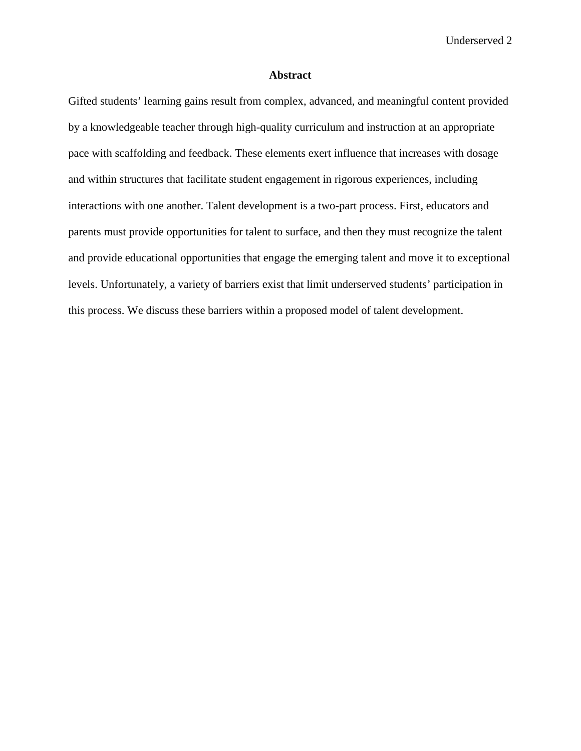## Abstract

Gifted students' learning gains result from complex, advanced, and meaningful content provided by a knowledgeable teacher through high-quality curriculum and instruction at an appropriate pace with scaffolding and feedback. These elements exert influence that increases with dosage and within structures that facilitate student engagement in rigorous experiences, including interactions with one another. Talent development is a two-part process. First, educators and parents must provide opportunities for talent to surface, and then they must recognize the talent and provide educational opportunities that engage the emerging talent and move it to exceptional levels. Unfortunately, a variety of barriers exist that limit underserved students' participation in this process. We discuss these barriers within a proposed model of talent development.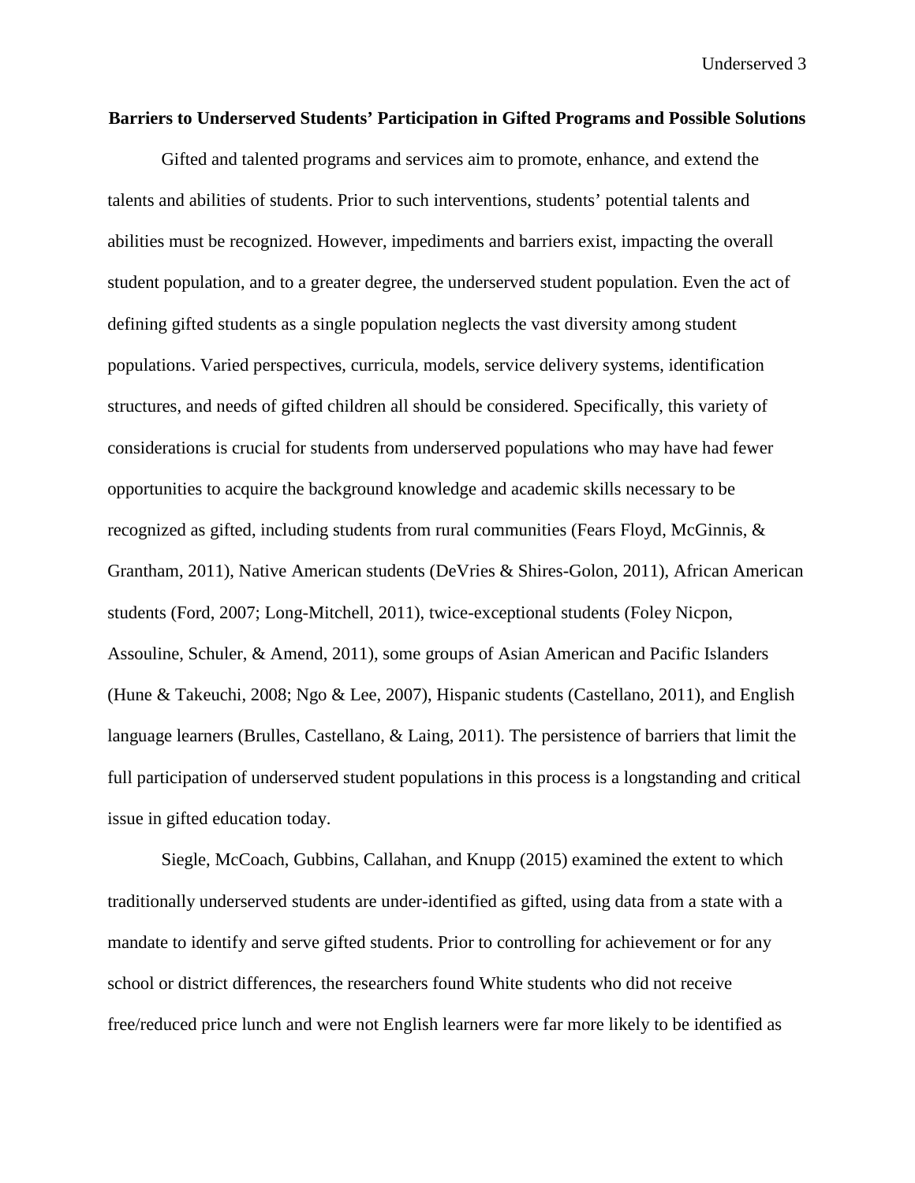## Barriers to Underserved Students' Participation in Gifted Programs and Possible Solutions

Gifted and talented programs and services aim to promote, enhance, and extend the talents and abilities of students. Prior to such interventions, students' potential talents and abilities must be recognized. However, impediments and barriers exist, impacting the overall student population, and to a greater degree, the underserved student population. Even the act of defining gifted students as a single population neglects the vast diversity among student populations. Varied perspectives, curricula, models, service delivery systems, identification structures, and needs of gifted children all should be considered. Specifically, this variety of considerations is crucial for students from underserved populations who may have had fewer opportunities to acquire the background knowledge and academic skills necessary to be recognized as gifted, including students from rural communities (Fears Floyd, McGinnis, & Grantham, 2011), Native American students (DeVries & Shires-Golon, 2011), African American students (Ford, 2007; Long-Mitchell, 2011), twice-exceptional students (Foley Nicpon, Assouline, Schuler, & Amend, 2011), some groups of Asian American and Pacific Islanders (Hune & Takeuchi, 2008; Ngo & Lee, 2007), Hispanic students (Castellano, 2011), and English language learners (Brulles, Castellano, & Laing, 2011). The persistence of barriers that limit the full participation of underserved student populations in this process is a longstanding and critical issue in gifted education today.

Siegle, McCoach, Gubbins, Callahan, and Knupp (2015) examined the extent to which traditionally underserved students are under-identified as gifted, using data from a state with a mandate to identify and serve gifted students. Prior to controlling for achievement or for any school or district differences, the researchers found White students who did not receive free/reduced price lunch and were not English learners were far more likely to be identified as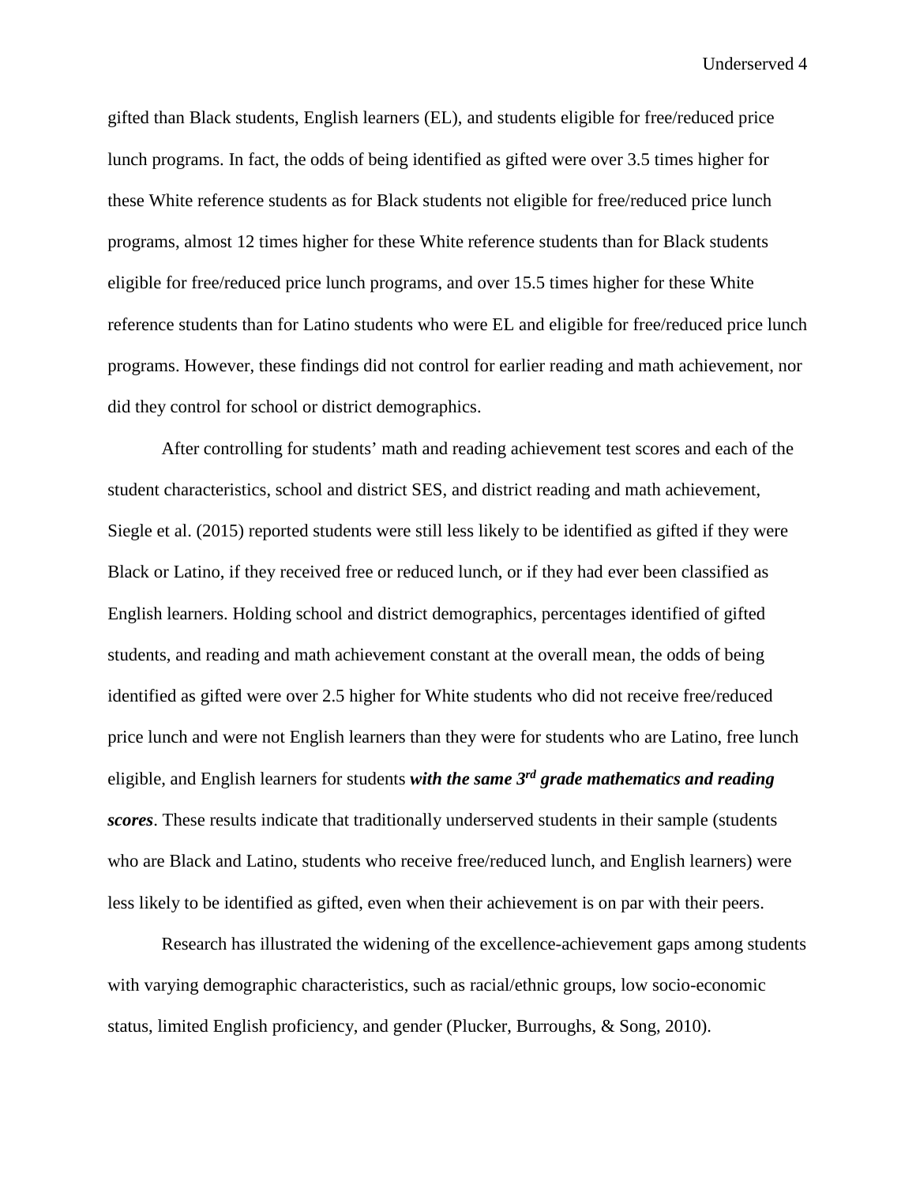gifted than Black students, English learners (EL), and students eligible for free/reduced price lunch programs. In fact, the odds of being identified as gifted were over 3.5 times higher for these White reference students as for Black students not eligible for free/reduced price lunch programs, almost 12 times higher for these White reference students than for Black students eligible for free/reduced price lunch programs, and over 15.5 times higher for these White reference students than for Latino students who were EL and eligible for free/reduced price lunch programs. However, these findings did not control for earlier reading and math achievement, nor did they control for school or district demographics.

After controlling for students' math and reading achievement test scores and each of the student characteristics, school and district SES, and district reading and math achievement, Siegle et al. (2015) reported students were still less likely to be identified as gifted if they were Black or Latino, if they received free or reduced lunch, or if they had ever been classified as English learners. Holding school and district demographics, percentages identified of gifted students, and reading and math achievement constant at the overall mean, the odds of being identified as gifted were over 2.5 higher for White students who did not receive free/reduced price lunch and were not English learners than they were for students who are Latino, free lunch eligible, and English learners for students ***with the same 3rd grade mathematics and reading scores***. These results indicate that traditionally underserved students in their sample (students who are Black and Latino, students who receive free/reduced lunch, and English learners) were less likely to be identified as gifted, even when their achievement is on par with their peers.

Research has illustrated the widening of the excellence-achievement gaps among students with varying demographic characteristics, such as racial/ethnic groups, low socio-economic status, limited English proficiency, and gender (Plucker, Burroughs, & Song, 2010).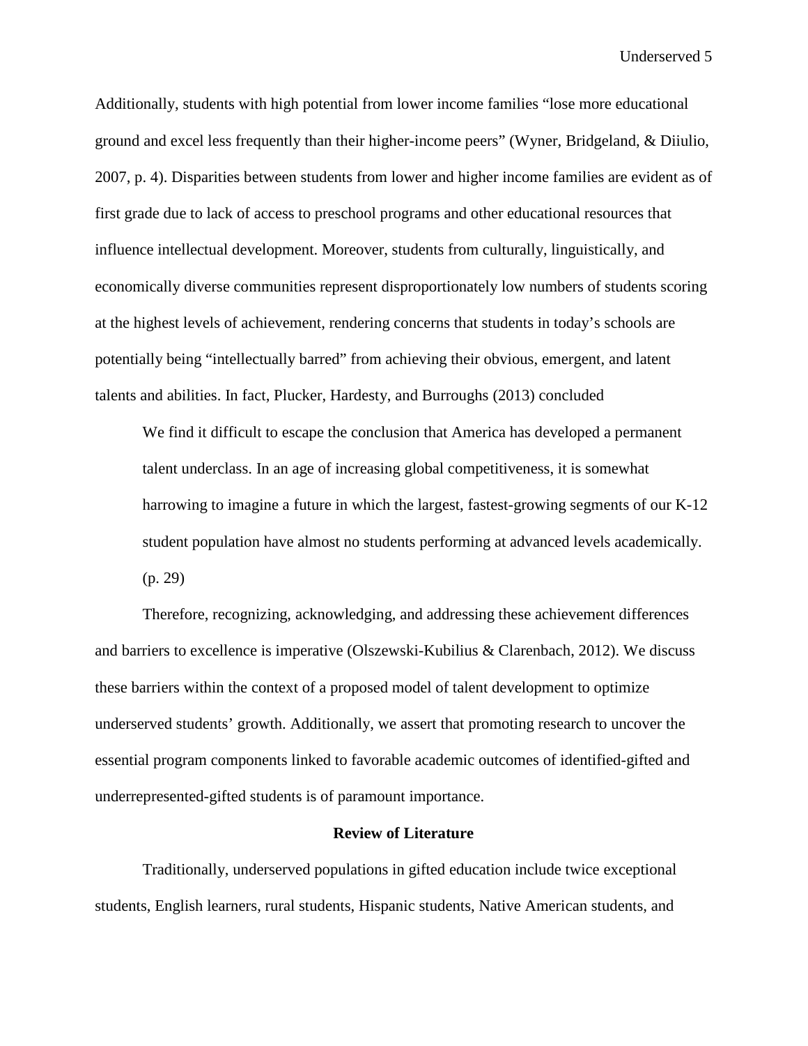Additionally, students with high potential from lower income families "lose more educational ground and excel less frequently than their higher-income peers" (Wyner, Bridgeland, & Diiulio, 2007, p. 4). Disparities between students from lower and higher income families are evident as of first grade due to lack of access to preschool programs and other educational resources that influence intellectual development. Moreover, students from culturally, linguistically, and economically diverse communities represent disproportionately low numbers of students scoring at the highest levels of achievement, rendering concerns that students in today's schools are potentially being "intellectually barred" from achieving their obvious, emergent, and latent talents and abilities. In fact, Plucker, Hardesty, and Burroughs (2013) concluded

> We find it difficult to escape the conclusion that America has developed a permanent talent underclass. In an age of increasing global competitiveness, it is somewhat harrowing to imagine a future in which the largest, fastest-growing segments of our K-12 student population have almost no students performing at advanced levels academically. (p. 29)

Therefore, recognizing, acknowledging, and addressing these achievement differences and barriers to excellence is imperative (Olszewski-Kubilius & Clarenbach, 2012). We discuss these barriers within the context of a proposed model of talent development to optimize underserved students' growth. Additionally, we assert that promoting research to uncover the essential program components linked to favorable academic outcomes of identified-gifted and underrepresented-gifted students is of paramount importance.

## Review of Literature

Traditionally, underserved populations in gifted education include twice exceptional students, English learners, rural students, Hispanic students, Native American students, and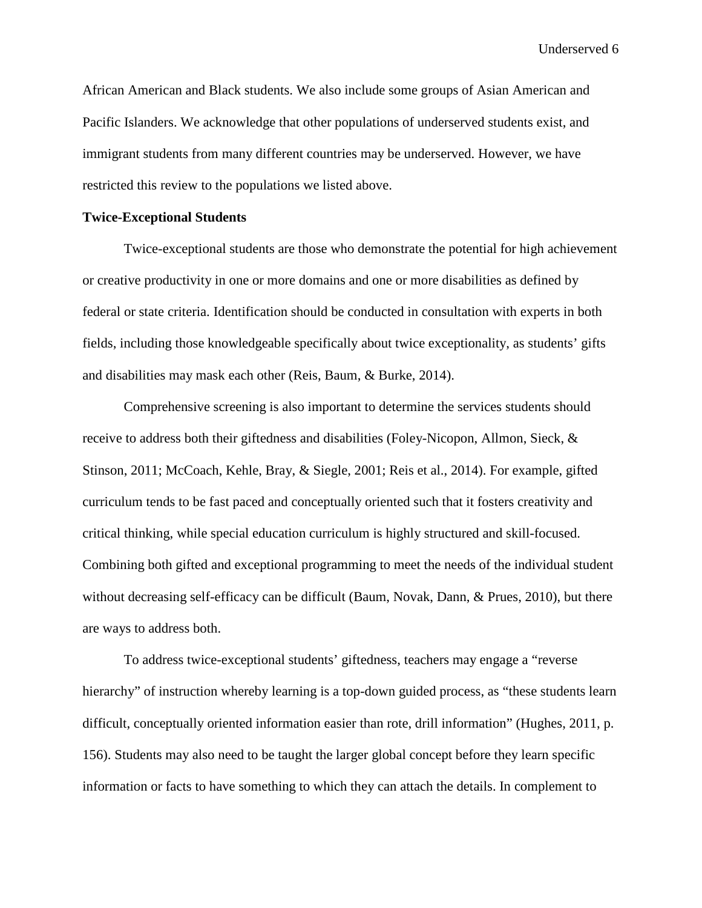African American and Black students. We also include some groups of Asian American and Pacific Islanders. We acknowledge that other populations of underserved students exist, and immigrant students from many different countries may be underserved. However, we have restricted this review to the populations we listed above.

**Twice-Exceptional Students**

Twice-exceptional students are those who demonstrate the potential for high achievement or creative productivity in one or more domains and one or more disabilities as defined by federal or state criteria. Identification should be conducted in consultation with experts in both fields, including those knowledgeable specifically about twice exceptionality, as students' gifts and disabilities may mask each other (Reis, Baum, & Burke, 2014).

Comprehensive screening is also important to determine the services students should receive to address both their giftedness and disabilities (Foley-Nicopon, Allmon, Sieck, & Stinson, 2011; McCoach, Kehle, Bray, & Siegle, 2001; Reis et al., 2014). For example, gifted curriculum tends to be fast paced and conceptually oriented such that it fosters creativity and critical thinking, while special education curriculum is highly structured and skill-focused. Combining both gifted and exceptional programming to meet the needs of the individual student without decreasing self-efficacy can be difficult (Baum, Novak, Dann, & Prues, 2010), but there are ways to address both.

To address twice-exceptional students' giftedness, teachers may engage a "reverse hierarchy" of instruction whereby learning is a top-down guided process, as "these students learn difficult, conceptually oriented information easier than rote, drill information" (Hughes, 2011, p. 156). Students may also need to be taught the larger global concept before they learn specific information or facts to have something to which they can attach the details. In complement to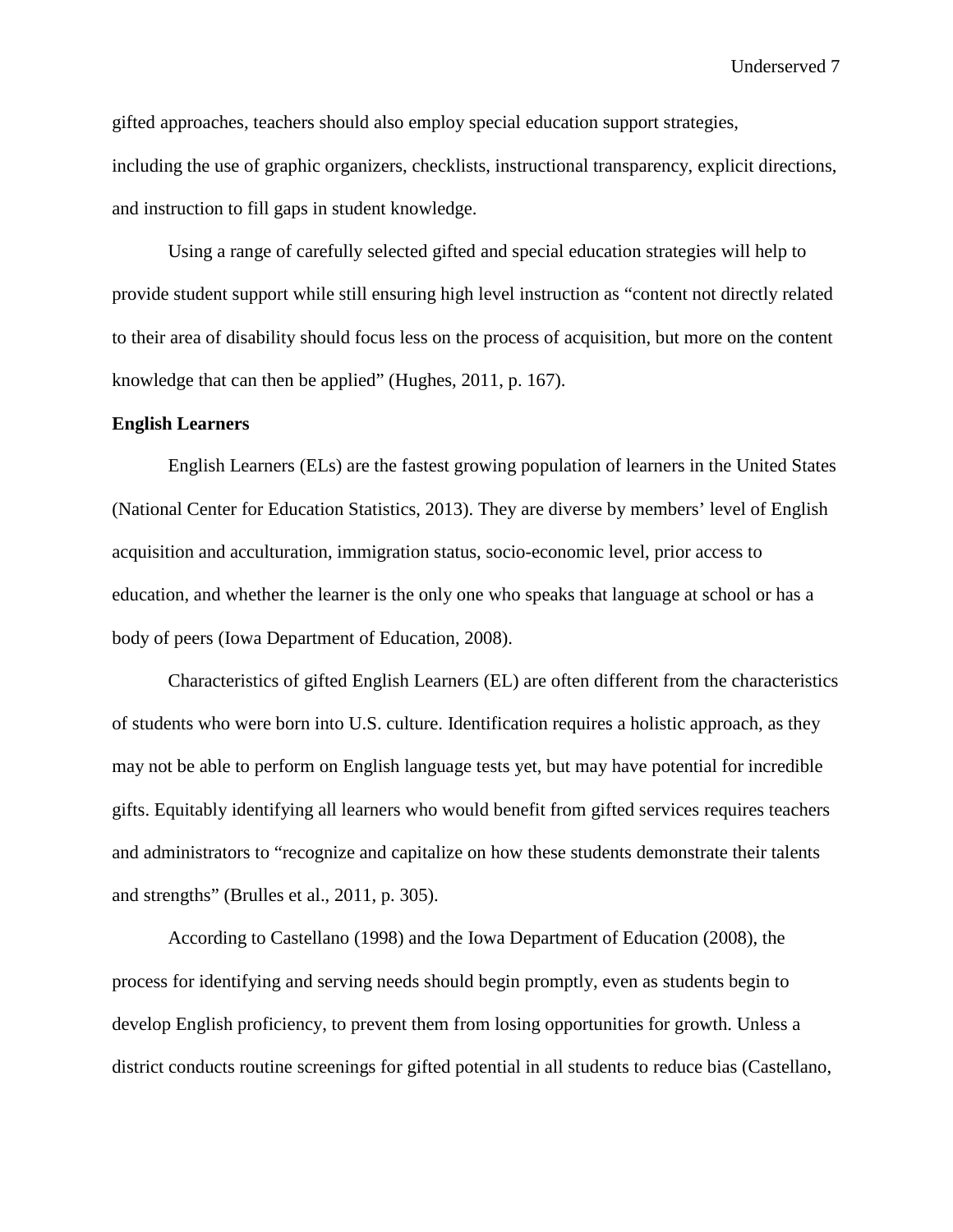gifted approaches, teachers should also employ special education support strategies, including the use of graphic organizers, checklists, instructional transparency, explicit directions, and instruction to fill gaps in student knowledge.

Using a range of carefully selected gifted and special education strategies will help to provide student support while still ensuring high level instruction as "content not directly related to their area of disability should focus less on the process of acquisition, but more on the content knowledge that can then be applied" (Hughes, 2011, p. 167).

**English Learners**

English Learners (ELs) are the fastest growing population of learners in the United States (National Center for Education Statistics, 2013). They are diverse by members' level of English acquisition and acculturation, immigration status, socio-economic level, prior access to education, and whether the learner is the only one who speaks that language at school or has a body of peers (Iowa Department of Education, 2008).

Characteristics of gifted English Learners (EL) are often different from the characteristics of students who were born into U.S. culture. Identification requires a holistic approach, as they may not be able to perform on English language tests yet, but may have potential for incredible gifts. Equitably identifying all learners who would benefit from gifted services requires teachers and administrators to "recognize and capitalize on how these students demonstrate their talents and strengths" (Brulles et al., 2011, p. 305).

According to Castellano (1998) and the Iowa Department of Education (2008), the process for identifying and serving needs should begin promptly, even as students begin to develop English proficiency, to prevent them from losing opportunities for growth. Unless a district conducts routine screenings for gifted potential in all students to reduce bias (Castellano,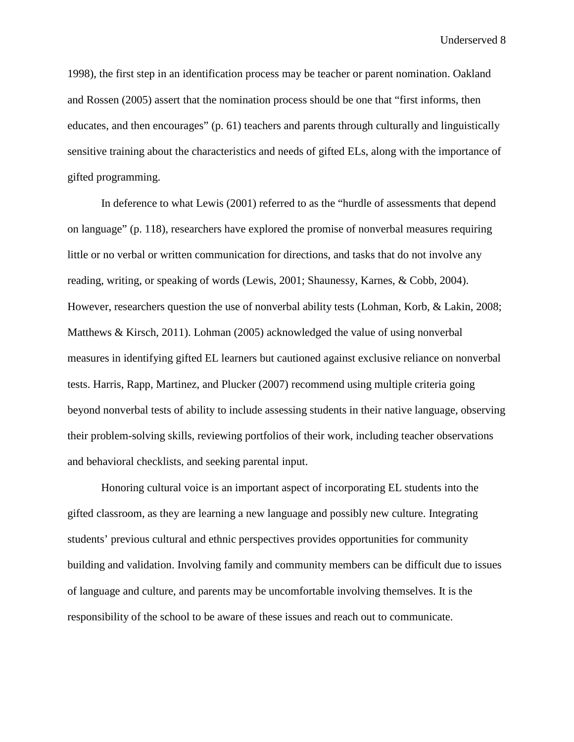1998), the first step in an identification process may be teacher or parent nomination. Oakland and Rossen (2005) assert that the nomination process should be one that "first informs, then educates, and then encourages" (p. 61) teachers and parents through culturally and linguistically sensitive training about the characteristics and needs of gifted ELs, along with the importance of gifted programming.

In deference to what Lewis (2001) referred to as the "hurdle of assessments that depend on language" (p. 118), researchers have explored the promise of nonverbal measures requiring little or no verbal or written communication for directions, and tasks that do not involve any reading, writing, or speaking of words (Lewis, 2001; Shaunessy, Karnes, & Cobb, 2004). However, researchers question the use of nonverbal ability tests (Lohman, Korb, & Lakin, 2008; Matthews & Kirsch, 2011). Lohman (2005) acknowledged the value of using nonverbal measures in identifying gifted EL learners but cautioned against exclusive reliance on nonverbal tests. Harris, Rapp, Martinez, and Plucker (2007) recommend using multiple criteria going beyond nonverbal tests of ability to include assessing students in their native language, observing their problem-solving skills, reviewing portfolios of their work, including teacher observations and behavioral checklists, and seeking parental input.

Honoring cultural voice is an important aspect of incorporating EL students into the gifted classroom, as they are learning a new language and possibly new culture. Integrating students' previous cultural and ethnic perspectives provides opportunities for community building and validation. Involving family and community members can be difficult due to issues of language and culture, and parents may be uncomfortable involving themselves. It is the responsibility of the school to be aware of these issues and reach out to communicate.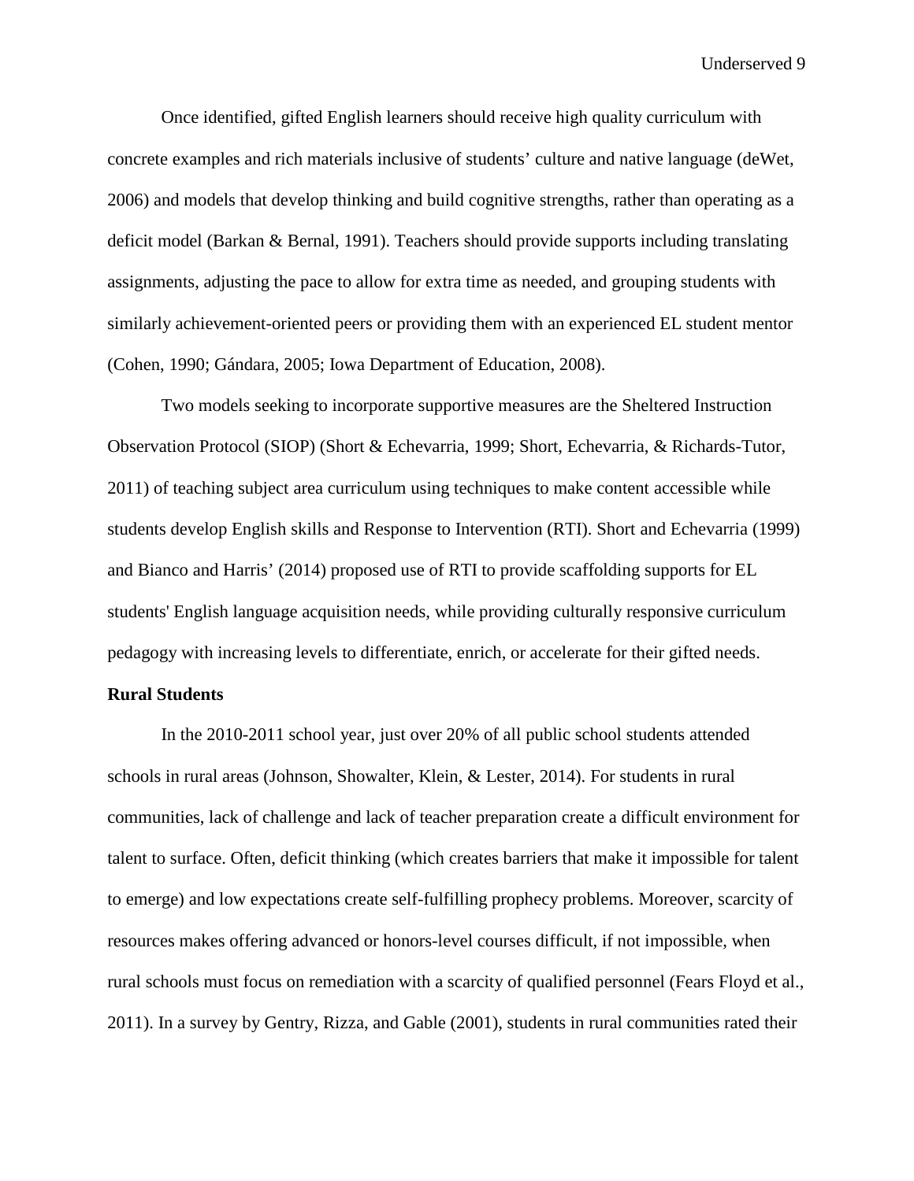Once identified, gifted English learners should receive high quality curriculum with concrete examples and rich materials inclusive of students' culture and native language (deWet, 2006) and models that develop thinking and build cognitive strengths, rather than operating as a deficit model (Barkan & Bernal, 1991). Teachers should provide supports including translating assignments, adjusting the pace to allow for extra time as needed, and grouping students with similarly achievement-oriented peers or providing them with an experienced EL student mentor (Cohen, 1990; Gándara, 2005; Iowa Department of Education, 2008).

Two models seeking to incorporate supportive measures are the Sheltered Instruction Observation Protocol (SIOP) (Short & Echevarria, 1999; Short, Echevarria, & Richards-Tutor, 2011) of teaching subject area curriculum using techniques to make content accessible while students develop English skills and Response to Intervention (RTI). Short and Echevarria (1999) and Bianco and Harris' (2014) proposed use of RTI to provide scaffolding supports for EL students' English language acquisition needs, while providing culturally responsive curriculum pedagogy with increasing levels to differentiate, enrich, or accelerate for their gifted needs.

**Rural Students**

In the 2010-2011 school year, just over 20% of all public school students attended schools in rural areas (Johnson, Showalter, Klein, & Lester, 2014). For students in rural communities, lack of challenge and lack of teacher preparation create a difficult environment for talent to surface. Often, deficit thinking (which creates barriers that make it impossible for talent to emerge) and low expectations create self-fulfilling prophecy problems. Moreover, scarcity of resources makes offering advanced or honors-level courses difficult, if not impossible, when rural schools must focus on remediation with a scarcity of qualified personnel (Fears Floyd et al., 2011). In a survey by Gentry, Rizza, and Gable (2001), students in rural communities rated their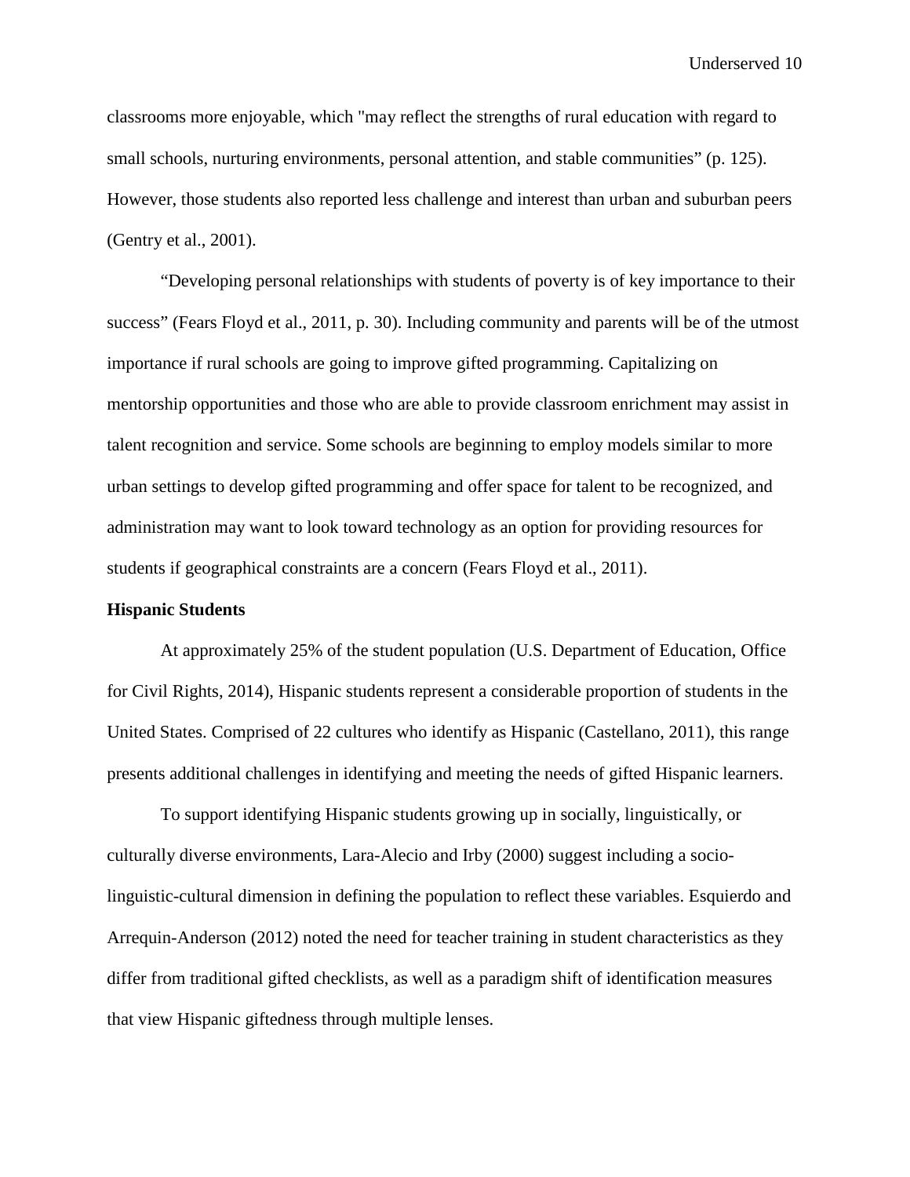classrooms more enjoyable, which "may reflect the strengths of rural education with regard to small schools, nurturing environments, personal attention, and stable communities" (p. 125). However, those students also reported less challenge and interest than urban and suburban peers (Gentry et al., 2001).

"Developing personal relationships with students of poverty is of key importance to their success" (Fears Floyd et al., 2011, p. 30). Including community and parents will be of the utmost importance if rural schools are going to improve gifted programming. Capitalizing on mentorship opportunities and those who are able to provide classroom enrichment may assist in talent recognition and service. Some schools are beginning to employ models similar to more urban settings to develop gifted programming and offer space for talent to be recognized, and administration may want to look toward technology as an option for providing resources for students if geographical constraints are a concern (Fears Floyd et al., 2011).

**Hispanic Students**

At approximately 25% of the student population (U.S. Department of Education, Office for Civil Rights, 2014), Hispanic students represent a considerable proportion of students in the United States. Comprised of 22 cultures who identify as Hispanic (Castellano, 2011), this range presents additional challenges in identifying and meeting the needs of gifted Hispanic learners.

To support identifying Hispanic students growing up in socially, linguistically, or culturally diverse environments, Lara-Alecio and Irby (2000) suggest including a socio-linguistic-cultural dimension in defining the population to reflect these variables. Esquierdo and Arrequin-Anderson (2012) noted the need for teacher training in student characteristics as they differ from traditional gifted checklists, as well as a paradigm shift of identification measures that view Hispanic giftedness through multiple lenses.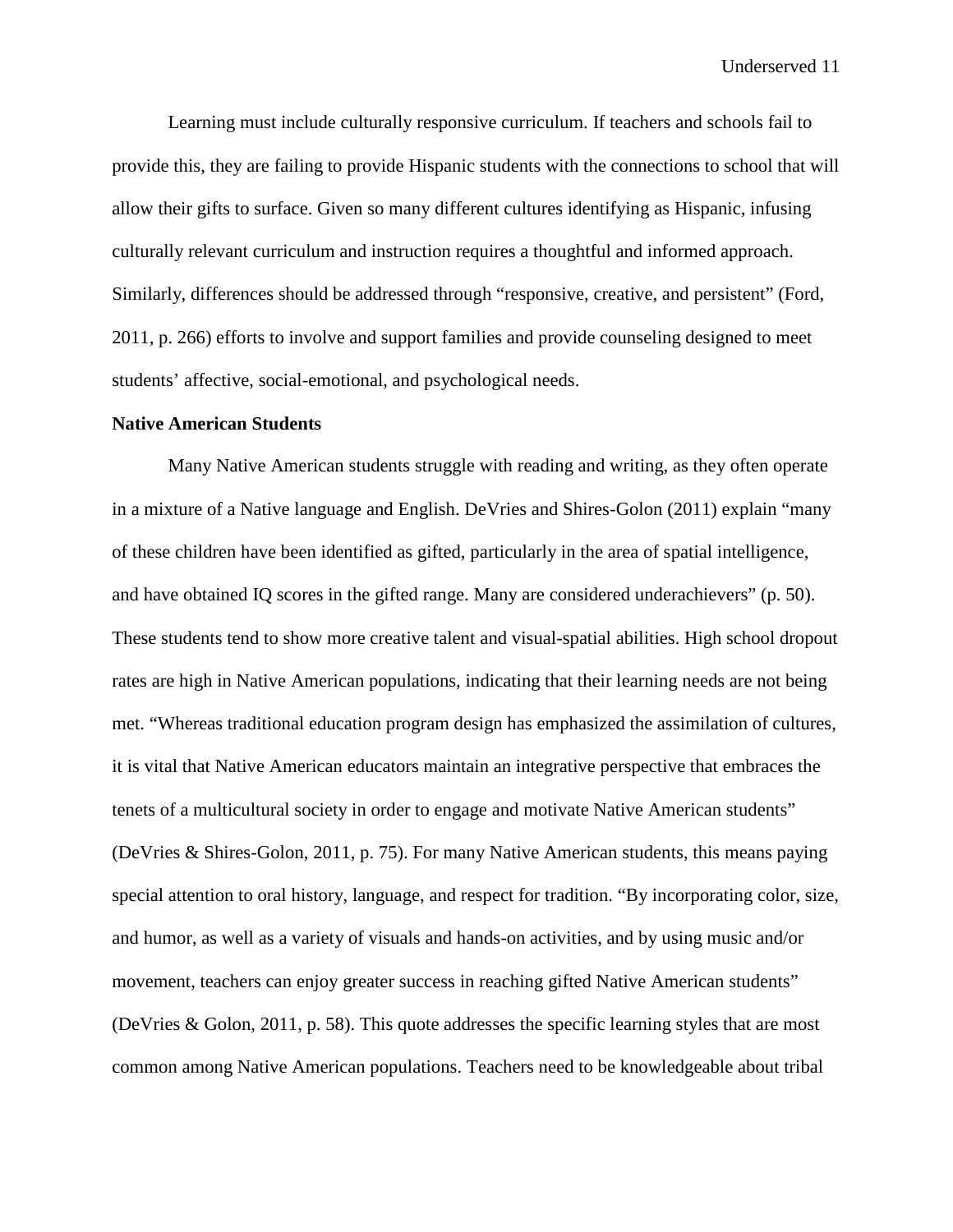Learning must include culturally responsive curriculum. If teachers and schools fail to provide this, they are failing to provide Hispanic students with the connections to school that will allow their gifts to surface. Given so many different cultures identifying as Hispanic, infusing culturally relevant curriculum and instruction requires a thoughtful and informed approach. Similarly, differences should be addressed through "responsive, creative, and persistent" (Ford, 2011, p. 266) efforts to involve and support families and provide counseling designed to meet students' affective, social-emotional, and psychological needs.

**Native American Students**

Many Native American students struggle with reading and writing, as they often operate in a mixture of a Native language and English. DeVries and Shires-Golon (2011) explain "many of these children have been identified as gifted, particularly in the area of spatial intelligence, and have obtained IQ scores in the gifted range. Many are considered underachievers" (p. 50). These students tend to show more creative talent and visual-spatial abilities. High school dropout rates are high in Native American populations, indicating that their learning needs are not being met. "Whereas traditional education program design has emphasized the assimilation of cultures, it is vital that Native American educators maintain an integrative perspective that embraces the tenets of a multicultural society in order to engage and motivate Native American students" (DeVries & Shires-Golon, 2011, p. 75). For many Native American students, this means paying special attention to oral history, language, and respect for tradition. "By incorporating color, size, and humor, as well as a variety of visuals and hands-on activities, and by using music and/or movement, teachers can enjoy greater success in reaching gifted Native American students" (DeVries & Golon, 2011, p. 58). This quote addresses the specific learning styles that are most common among Native American populations. Teachers need to be knowledgeable about tribal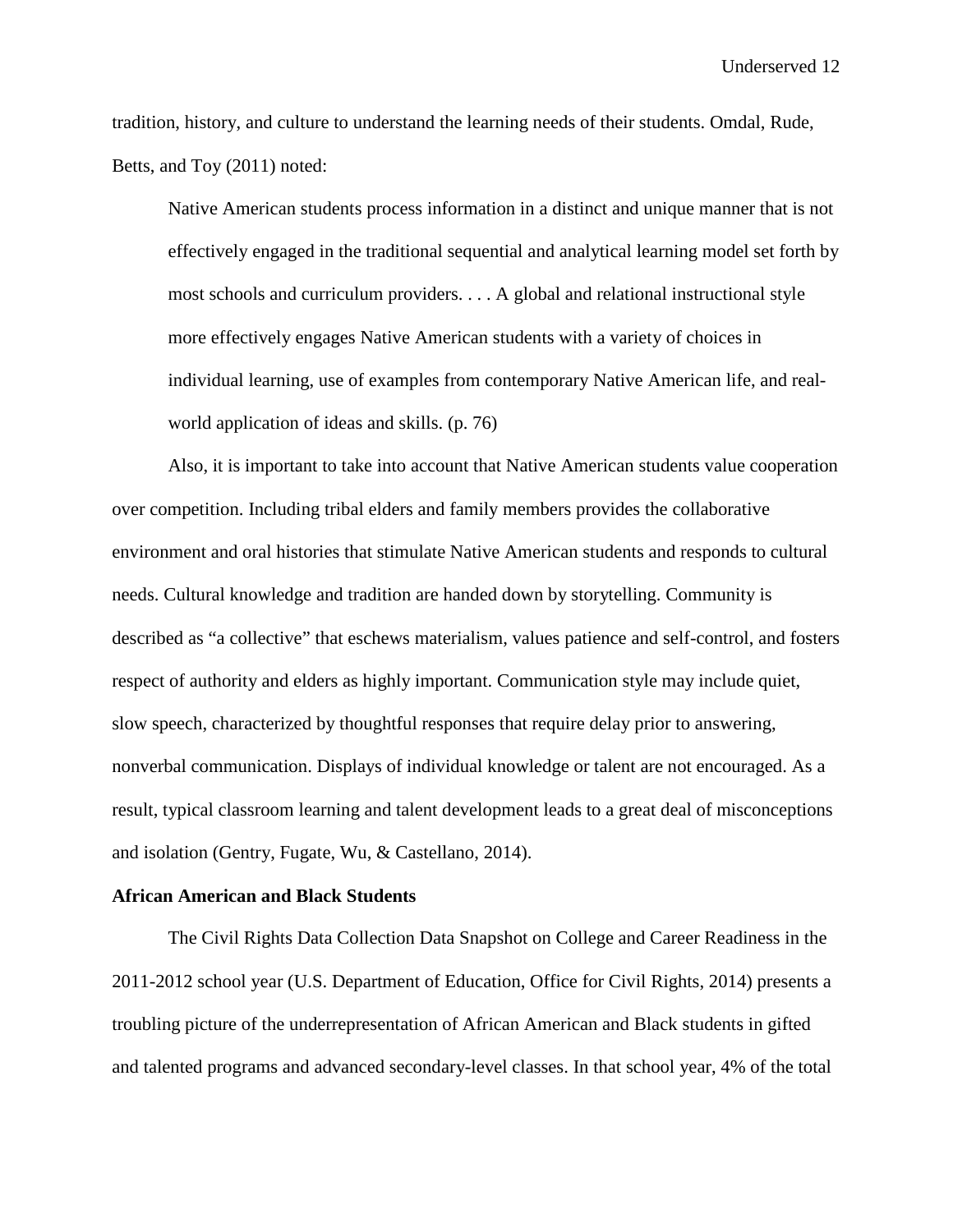tradition, history, and culture to understand the learning needs of their students. Omdal, Rude, Betts, and Toy (2011) noted:

> Native American students process information in a distinct and unique manner that is not effectively engaged in the traditional sequential and analytical learning model set forth by most schools and curriculum providers. . . . A global and relational instructional style more effectively engages Native American students with a variety of choices in individual learning, use of examples from contemporary Native American life, and real-world application of ideas and skills. (p. 76)

Also, it is important to take into account that Native American students value cooperation over competition. Including tribal elders and family members provides the collaborative environment and oral histories that stimulate Native American students and responds to cultural needs. Cultural knowledge and tradition are handed down by storytelling. Community is described as "a collective" that eschews materialism, values patience and self-control, and fosters respect of authority and elders as highly important. Communication style may include quiet, slow speech, characterized by thoughtful responses that require delay prior to answering, nonverbal communication. Displays of individual knowledge or talent are not encouraged. As a result, typical classroom learning and talent development leads to a great deal of misconceptions and isolation (Gentry, Fugate, Wu, & Castellano, 2014).

**African American and Black Students**

The Civil Rights Data Collection Data Snapshot on College and Career Readiness in the 2011-2012 school year (U.S. Department of Education, Office for Civil Rights, 2014) presents a troubling picture of the underrepresentation of African American and Black students in gifted and talented programs and advanced secondary-level classes. In that school year, 4% of the total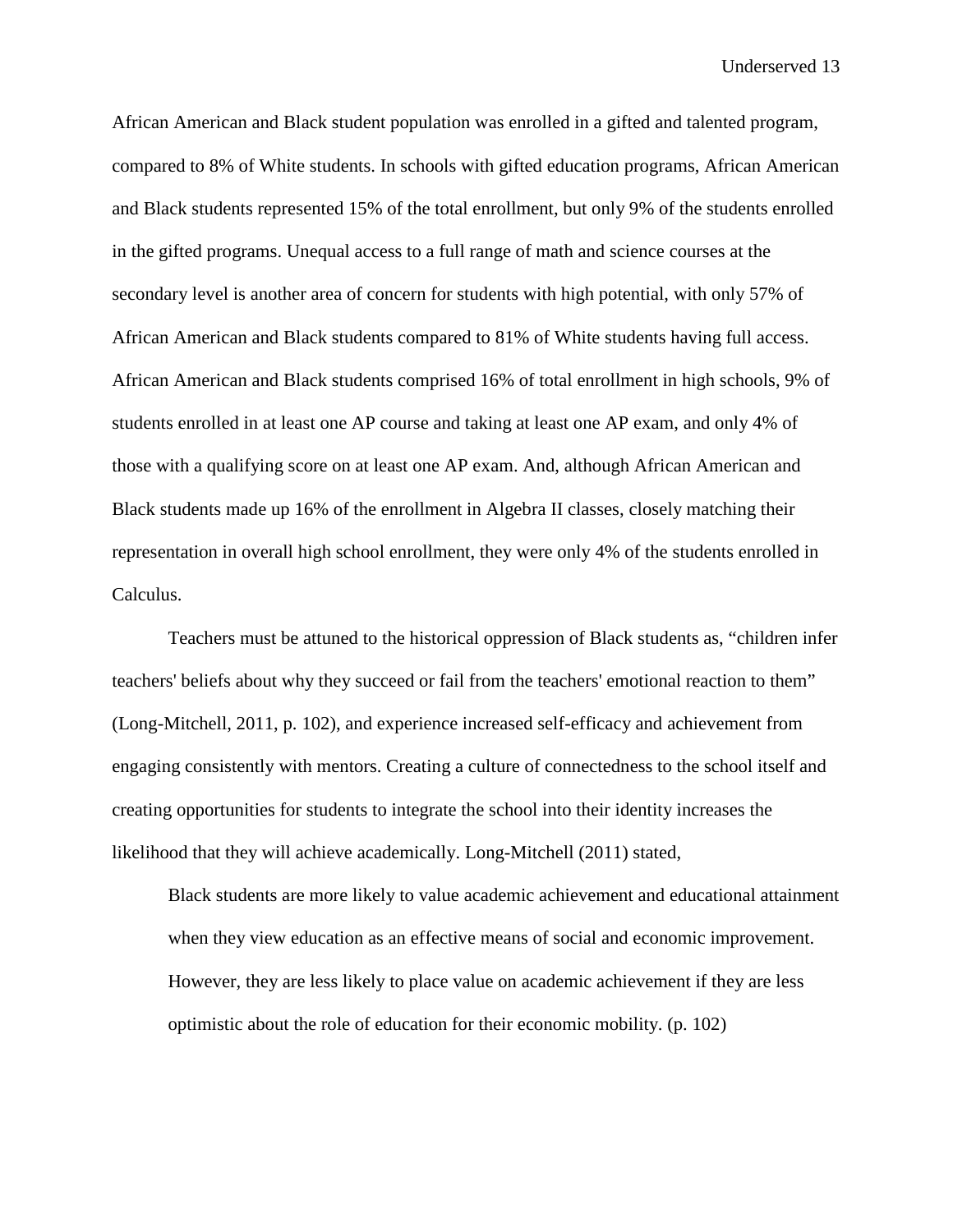African American and Black student population was enrolled in a gifted and talented program, compared to 8% of White students. In schools with gifted education programs, African American and Black students represented 15% of the total enrollment, but only 9% of the students enrolled in the gifted programs. Unequal access to a full range of math and science courses at the secondary level is another area of concern for students with high potential, with only 57% of African American and Black students compared to 81% of White students having full access. African American and Black students comprised 16% of total enrollment in high schools, 9% of students enrolled in at least one AP course and taking at least one AP exam, and only 4% of those with a qualifying score on at least one AP exam. And, although African American and Black students made up 16% of the enrollment in Algebra II classes, closely matching their representation in overall high school enrollment, they were only 4% of the students enrolled in Calculus.

Teachers must be attuned to the historical oppression of Black students as, "children infer teachers' beliefs about why they succeed or fail from the teachers' emotional reaction to them" (Long-Mitchell, 2011, p. 102), and experience increased self-efficacy and achievement from engaging consistently with mentors. Creating a culture of connectedness to the school itself and creating opportunities for students to integrate the school into their identity increases the likelihood that they will achieve academically. Long-Mitchell (2011) stated,

> Black students are more likely to value academic achievement and educational attainment when they view education as an effective means of social and economic improvement. However, they are less likely to place value on academic achievement if they are less optimistic about the role of education for their economic mobility. (p. 102)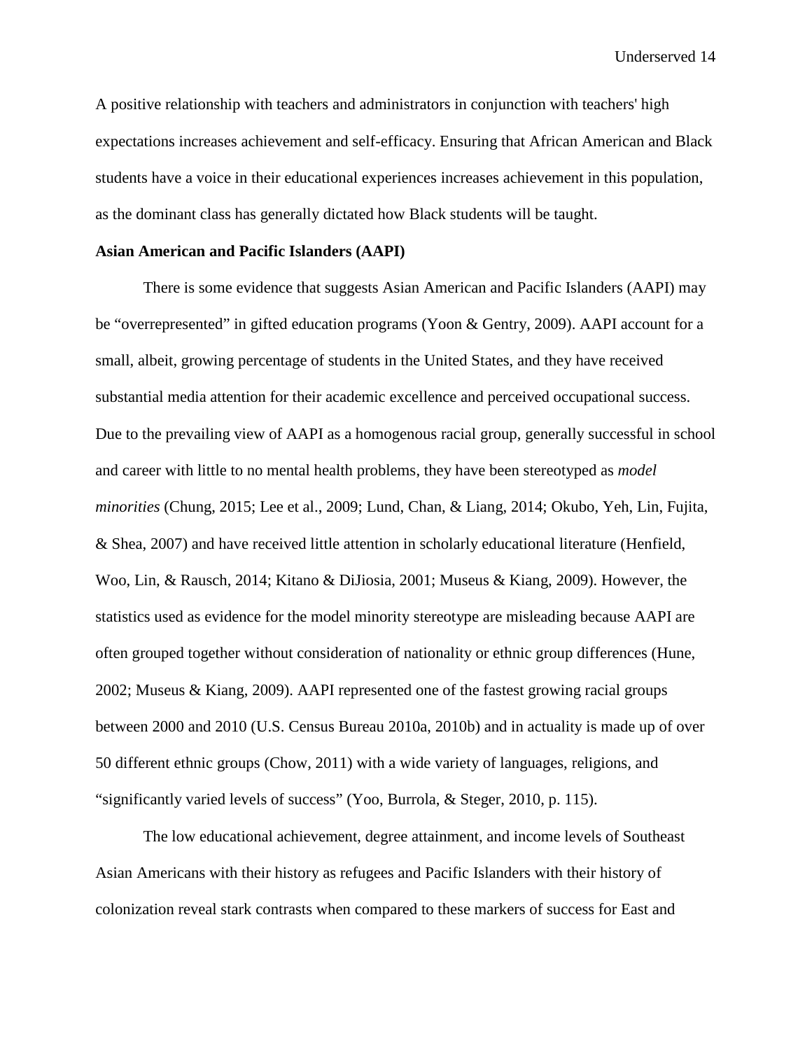A positive relationship with teachers and administrators in conjunction with teachers' high expectations increases achievement and self-efficacy. Ensuring that African American and Black students have a voice in their educational experiences increases achievement in this population, as the dominant class has generally dictated how Black students will be taught.

**Asian American and Pacific Islanders (AAPI)**

There is some evidence that suggests Asian American and Pacific Islanders (AAPI) may be "overrepresented" in gifted education programs (Yoon & Gentry, 2009). AAPI account for a small, albeit, growing percentage of students in the United States, and they have received substantial media attention for their academic excellence and perceived occupational success. Due to the prevailing view of AAPI as a homogenous racial group, generally successful in school and career with little to no mental health problems, they have been stereotyped as *model minorities* (Chung, 2015; Lee et al., 2009; Lund, Chan, & Liang, 2014; Okubo, Yeh, Lin, Fujita, & Shea, 2007) and have received little attention in scholarly educational literature (Henfield, Woo, Lin, & Rausch, 2014; Kitano & DiJiosia, 2001; Museus & Kiang, 2009). However, the statistics used as evidence for the model minority stereotype are misleading because AAPI are often grouped together without consideration of nationality or ethnic group differences (Hune, 2002; Museus & Kiang, 2009). AAPI represented one of the fastest growing racial groups between 2000 and 2010 (U.S. Census Bureau 2010a, 2010b) and in actuality is made up of over 50 different ethnic groups (Chow, 2011) with a wide variety of languages, religions, and "significantly varied levels of success" (Yoo, Burrola, & Steger, 2010, p. 115).

The low educational achievement, degree attainment, and income levels of Southeast Asian Americans with their history as refugees and Pacific Islanders with their history of colonization reveal stark contrasts when compared to these markers of success for East and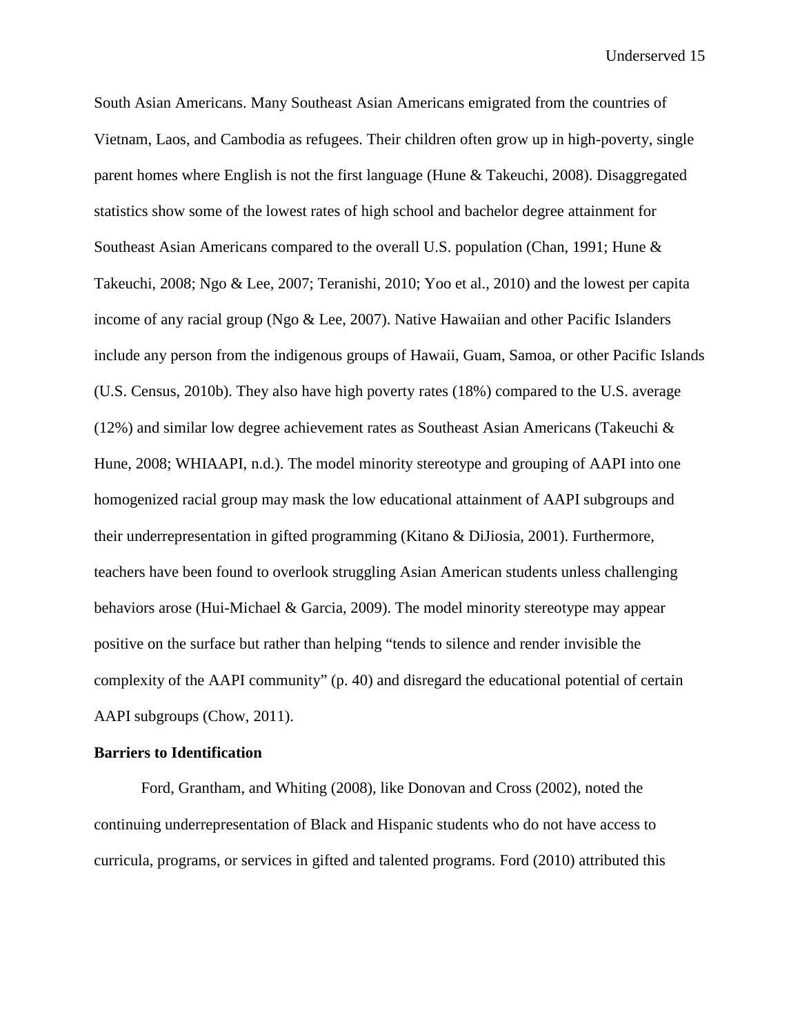South Asian Americans. Many Southeast Asian Americans emigrated from the countries of Vietnam, Laos, and Cambodia as refugees. Their children often grow up in high-poverty, single parent homes where English is not the first language (Hune & Takeuchi, 2008). Disaggregated statistics show some of the lowest rates of high school and bachelor degree attainment for Southeast Asian Americans compared to the overall U.S. population (Chan, 1991; Hune & Takeuchi, 2008; Ngo & Lee, 2007; Teranishi, 2010; Yoo et al., 2010) and the lowest per capita income of any racial group (Ngo & Lee, 2007). Native Hawaiian and other Pacific Islanders include any person from the indigenous groups of Hawaii, Guam, Samoa, or other Pacific Islands (U.S. Census, 2010b). They also have high poverty rates (18%) compared to the U.S. average (12%) and similar low degree achievement rates as Southeast Asian Americans (Takeuchi & Hune, 2008; WHIAAPI, n.d.). The model minority stereotype and grouping of AAPI into one homogenized racial group may mask the low educational attainment of AAPI subgroups and their underrepresentation in gifted programming (Kitano & DiJiosia, 2001). Furthermore, teachers have been found to overlook struggling Asian American students unless challenging behaviors arose (Hui-Michael & Garcia, 2009). The model minority stereotype may appear positive on the surface but rather than helping "tends to silence and render invisible the complexity of the AAPI community" (p. 40) and disregard the educational potential of certain AAPI subgroups (Chow, 2011).

**Barriers to Identification**

Ford, Grantham, and Whiting (2008), like Donovan and Cross (2002), noted the continuing underrepresentation of Black and Hispanic students who do not have access to curricula, programs, or services in gifted and talented programs. Ford (2010) attributed this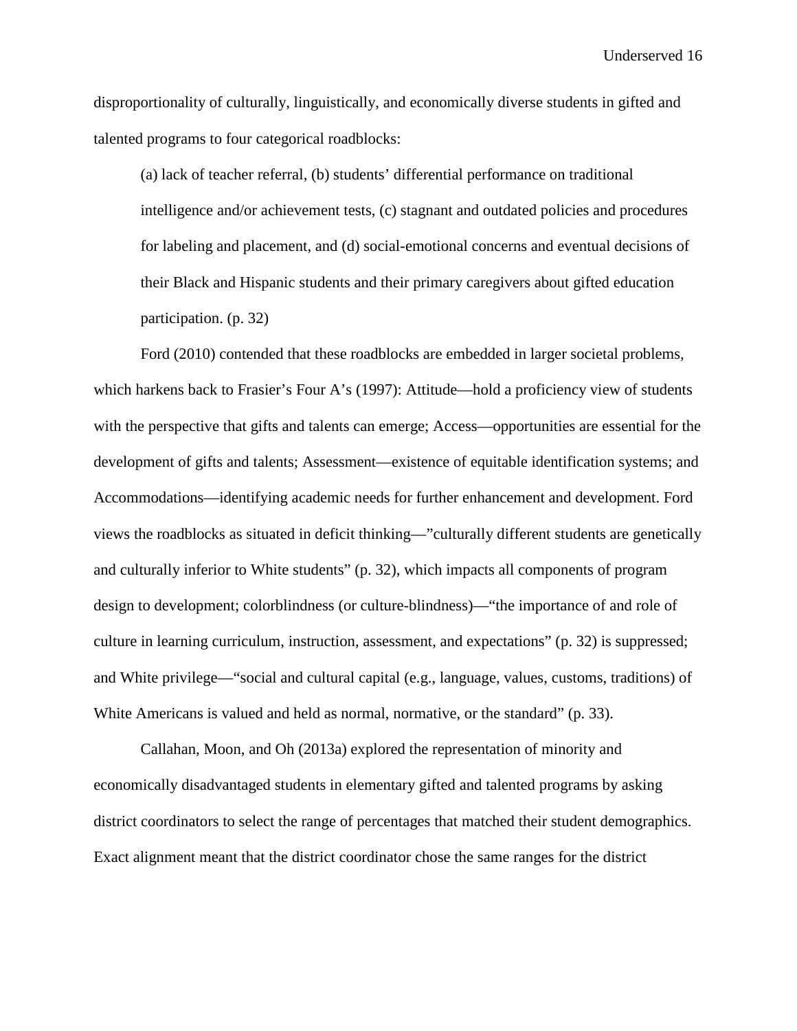disproportionality of culturally, linguistically, and economically diverse students in gifted and talented programs to four categorical roadblocks:

> (a) lack of teacher referral, (b) students' differential performance on traditional intelligence and/or achievement tests, (c) stagnant and outdated policies and procedures for labeling and placement, and (d) social-emotional concerns and eventual decisions of their Black and Hispanic students and their primary caregivers about gifted education participation. (p. 32)

Ford (2010) contended that these roadblocks are embedded in larger societal problems, which harkens back to Frasier's Four A's (1997): Attitude—hold a proficiency view of students with the perspective that gifts and talents can emerge; Access—opportunities are essential for the development of gifts and talents; Assessment—existence of equitable identification systems; and Accommodations—identifying academic needs for further enhancement and development. Ford views the roadblocks as situated in deficit thinking—"culturally different students are genetically and culturally inferior to White students" (p. 32), which impacts all components of program design to development; colorblindness (or culture-blindness)—"the importance of and role of culture in learning curriculum, instruction, assessment, and expectations" (p. 32) is suppressed; and White privilege—"social and cultural capital (e.g., language, values, customs, traditions) of White Americans is valued and held as normal, normative, or the standard" (p. 33).

Callahan, Moon, and Oh (2013a) explored the representation of minority and economically disadvantaged students in elementary gifted and talented programs by asking district coordinators to select the range of percentages that matched their student demographics. Exact alignment meant that the district coordinator chose the same ranges for the district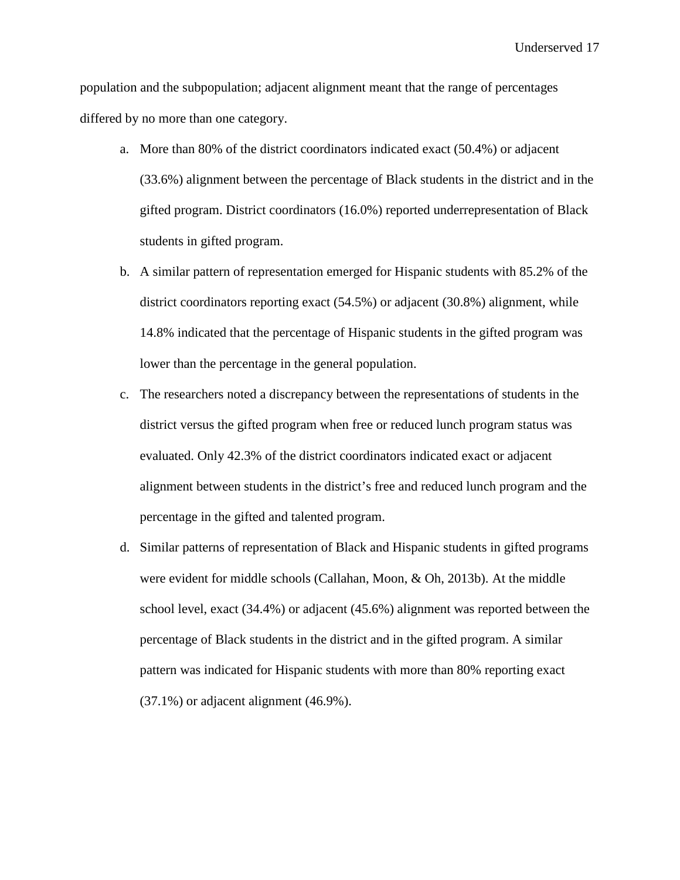population and the subpopulation; adjacent alignment meant that the range of percentages differed by no more than one category.

a. More than 80% of the district coordinators indicated exact (50.4%) or adjacent (33.6%) alignment between the percentage of Black students in the district and in the gifted program. District coordinators (16.0%) reported underrepresentation of Black students in gifted program.

b. A similar pattern of representation emerged for Hispanic students with 85.2% of the district coordinators reporting exact (54.5%) or adjacent (30.8%) alignment, while 14.8% indicated that the percentage of Hispanic students in the gifted program was lower than the percentage in the general population.

c. The researchers noted a discrepancy between the representations of students in the district versus the gifted program when free or reduced lunch program status was evaluated. Only 42.3% of the district coordinators indicated exact or adjacent alignment between students in the district's free and reduced lunch program and the percentage in the gifted and talented program.

d. Similar patterns of representation of Black and Hispanic students in gifted programs were evident for middle schools (Callahan, Moon, & Oh, 2013b). At the middle school level, exact (34.4%) or adjacent (45.6%) alignment was reported between the percentage of Black students in the district and in the gifted program. A similar pattern was indicated for Hispanic students with more than 80% reporting exact (37.1%) or adjacent alignment (46.9%).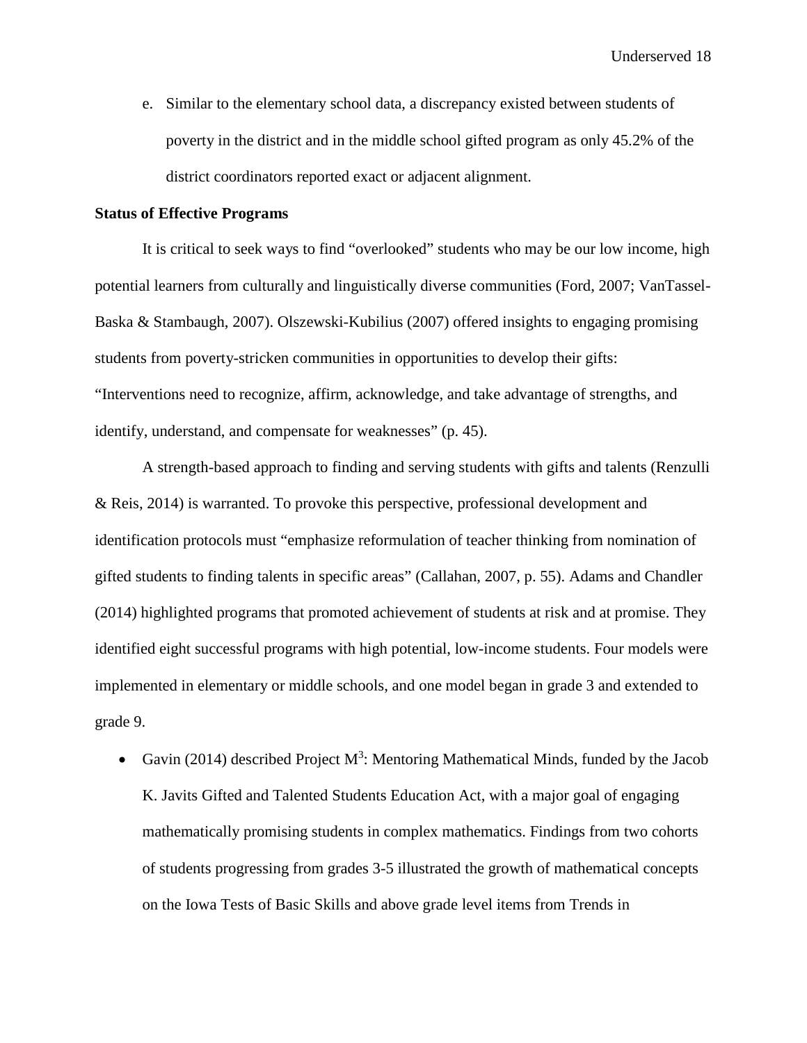e. Similar to the elementary school data, a discrepancy existed between students of poverty in the district and in the middle school gifted program as only 45.2% of the district coordinators reported exact or adjacent alignment.

**Status of Effective Programs**

It is critical to seek ways to find "overlooked" students who may be our low income, high potential learners from culturally and linguistically diverse communities (Ford, 2007; VanTassel-Baska & Stambaugh, 2007). Olszewski-Kubilius (2007) offered insights to engaging promising students from poverty-stricken communities in opportunities to develop their gifts: "Interventions need to recognize, affirm, acknowledge, and take advantage of strengths, and identify, understand, and compensate for weaknesses" (p. 45).

A strength-based approach to finding and serving students with gifts and talents (Renzulli & Reis, 2014) is warranted. To provoke this perspective, professional development and identification protocols must "emphasize reformulation of teacher thinking from nomination of gifted students to finding talents in specific areas" (Callahan, 2007, p. 55). Adams and Chandler (2014) highlighted programs that promoted achievement of students at risk and at promise. They identified eight successful programs with high potential, low-income students. Four models were implemented in elementary or middle schools, and one model began in grade 3 and extended to grade 9.

- Gavin (2014) described Project $M^3$: Mentoring Mathematical Minds, funded by the Jacob K. Javits Gifted and Talented Students Education Act, with a major goal of engaging mathematically promising students in complex mathematics. Findings from two cohorts of students progressing from grades 3-5 illustrated the growth of mathematical concepts on the Iowa Tests of Basic Skills and above grade level items from Trends in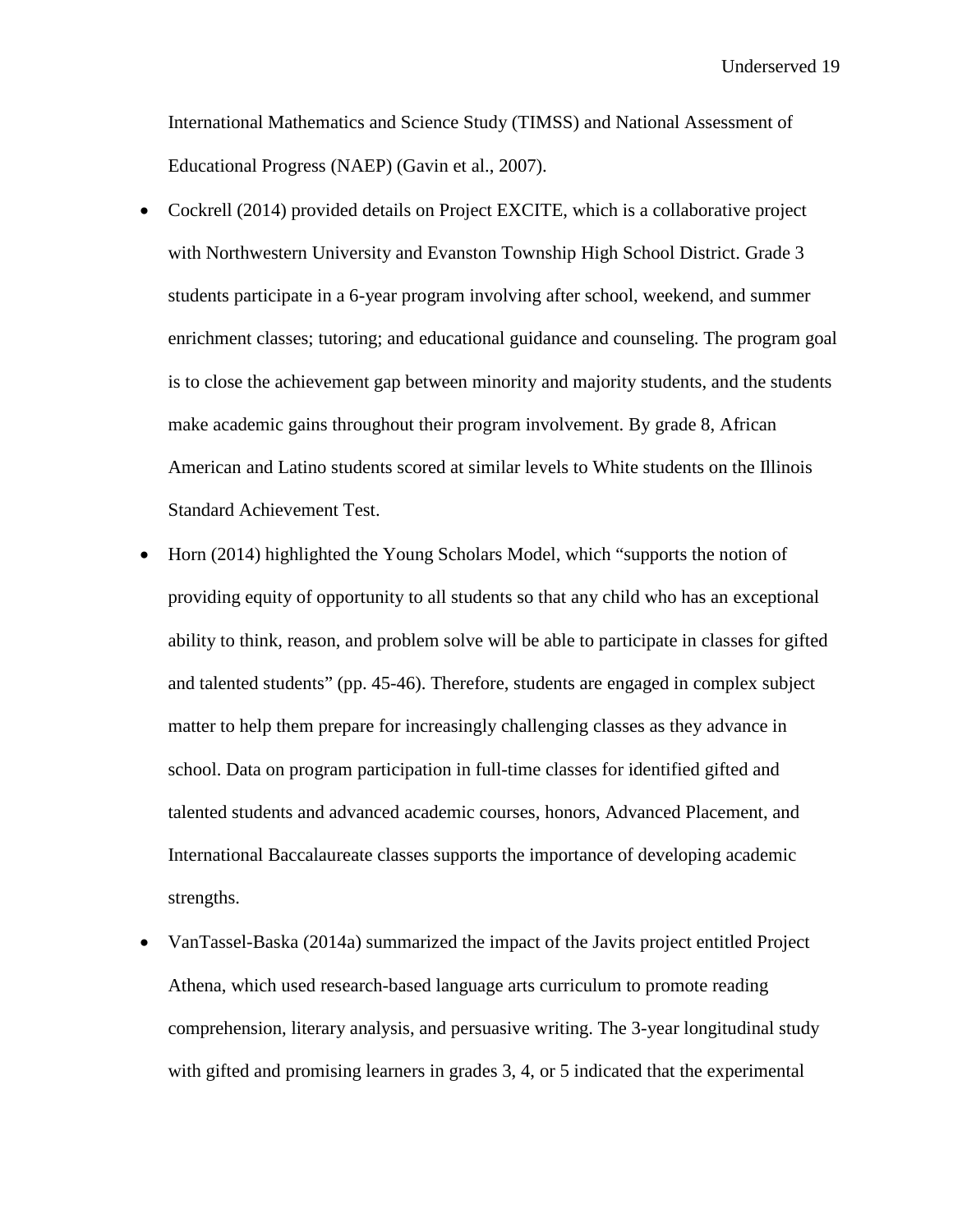International Mathematics and Science Study (TIMSS) and National Assessment of Educational Progress (NAEP) (Gavin et al., 2007).

- Cockrell (2014) provided details on Project EXCITE, which is a collaborative project with Northwestern University and Evanston Township High School District. Grade 3 students participate in a 6-year program involving after school, weekend, and summer enrichment classes; tutoring; and educational guidance and counseling. The program goal is to close the achievement gap between minority and majority students, and the students make academic gains throughout their program involvement. By grade 8, African American and Latino students scored at similar levels to White students on the Illinois Standard Achievement Test.
- Horn (2014) highlighted the Young Scholars Model, which "supports the notion of providing equity of opportunity to all students so that any child who has an exceptional ability to think, reason, and problem solve will be able to participate in classes for gifted and talented students" (pp. 45-46). Therefore, students are engaged in complex subject matter to help them prepare for increasingly challenging classes as they advance in school. Data on program participation in full-time classes for identified gifted and talented students and advanced academic courses, honors, Advanced Placement, and International Baccalaureate classes supports the importance of developing academic strengths.
- VanTassel-Baska (2014a) summarized the impact of the Javits project entitled Project Athena, which used research-based language arts curriculum to promote reading comprehension, literary analysis, and persuasive writing. The 3-year longitudinal study with gifted and promising learners in grades 3, 4, or 5 indicated that the experimental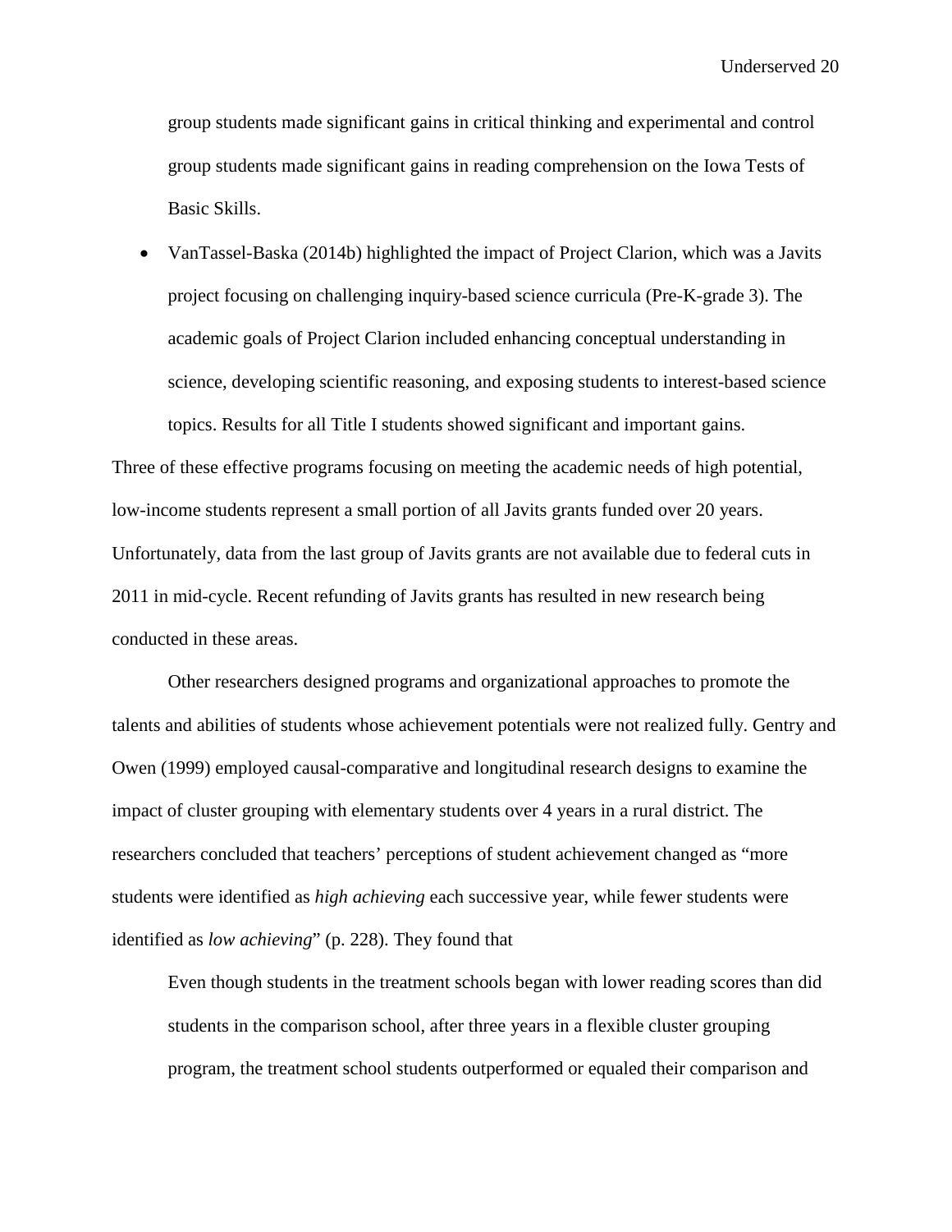group students made significant gains in critical thinking and experimental and control group students made significant gains in reading comprehension on the Iowa Tests of Basic Skills.

- VanTassel-Baska (2014b) highlighted the impact of Project Clarion, which was a Javits project focusing on challenging inquiry-based science curricula (Pre-K-grade 3). The academic goals of Project Clarion included enhancing conceptual understanding in science, developing scientific reasoning, and exposing students to interest-based science topics. Results for all Title I students showed significant and important gains.

Three of these effective programs focusing on meeting the academic needs of high potential, low-income students represent a small portion of all Javits grants funded over 20 years. Unfortunately, data from the last group of Javits grants are not available due to federal cuts in 2011 in mid-cycle. Recent refunding of Javits grants has resulted in new research being conducted in these areas.

Other researchers designed programs and organizational approaches to promote the talents and abilities of students whose achievement potentials were not realized fully. Gentry and Owen (1999) employed causal-comparative and longitudinal research designs to examine the impact of cluster grouping with elementary students over 4 years in a rural district. The researchers concluded that teachers' perceptions of student achievement changed as "more students were identified as *high achieving* each successive year, while fewer students were identified as *low achieving*" (p. 228). They found that

> Even though students in the treatment schools began with lower reading scores than did students in the comparison school, after three years in a flexible cluster grouping program, the treatment school students outperformed or equaled their comparison and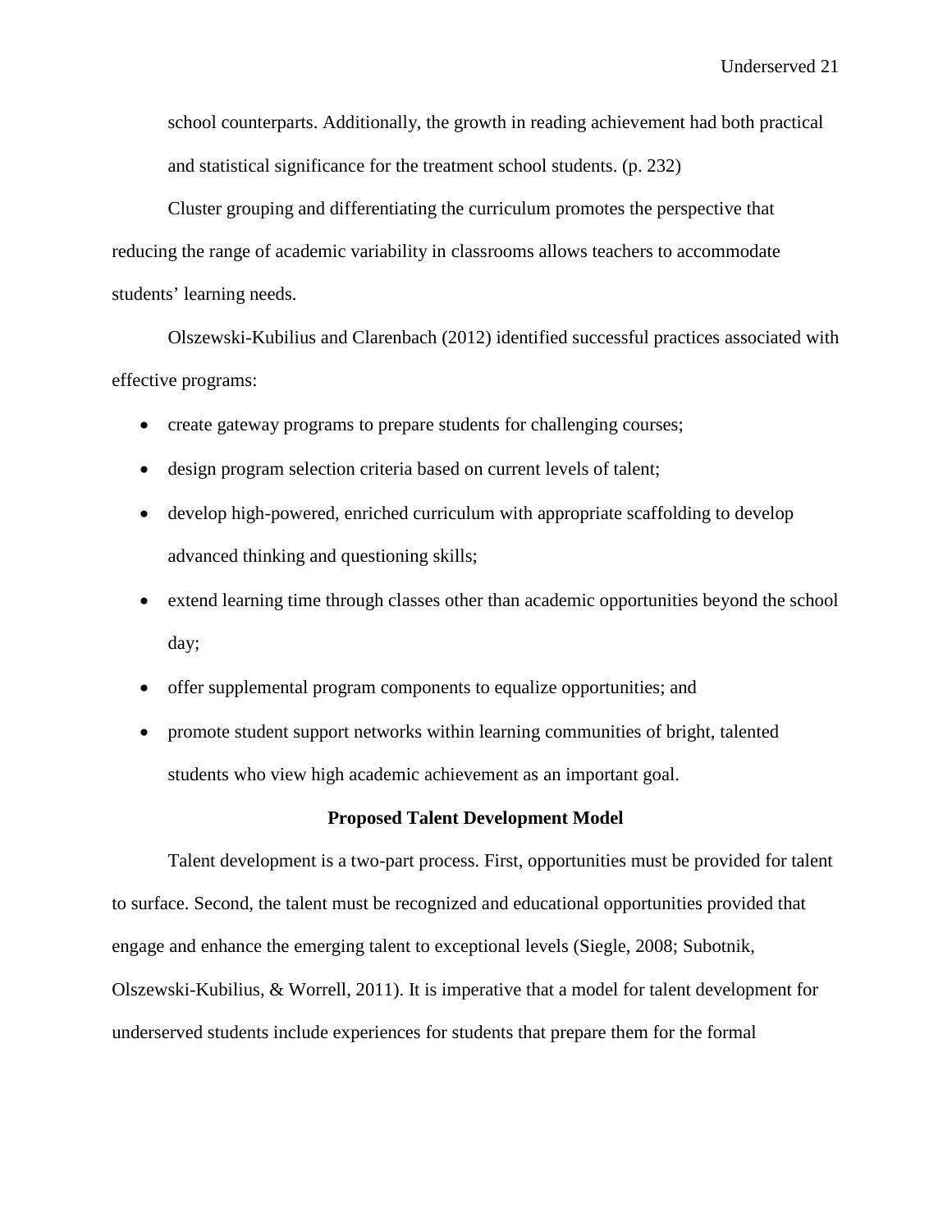school counterparts. Additionally, the growth in reading achievement had both practical and statistical significance for the treatment school students. (p. 232)

Cluster grouping and differentiating the curriculum promotes the perspective that reducing the range of academic variability in classrooms allows teachers to accommodate students' learning needs.

Olszewski-Kubilius and Clarenbach (2012) identified successful practices associated with effective programs:

- create gateway programs to prepare students for challenging courses;
- design program selection criteria based on current levels of talent;
- develop high-powered, enriched curriculum with appropriate scaffolding to develop advanced thinking and questioning skills;
- extend learning time through classes other than academic opportunities beyond the school day;
- offer supplemental program components to equalize opportunities; and
- promote student support networks within learning communities of bright, talented students who view high academic achievement as an important goal.

## Proposed Talent Development Model

Talent development is a two-part process. First, opportunities must be provided for talent to surface. Second, the talent must be recognized and educational opportunities provided that engage and enhance the emerging talent to exceptional levels (Siegle, 2008; Subotnik, Olszewski-Kubilius, & Worrell, 2011). It is imperative that a model for talent development for underserved students include experiences for students that prepare them for the formal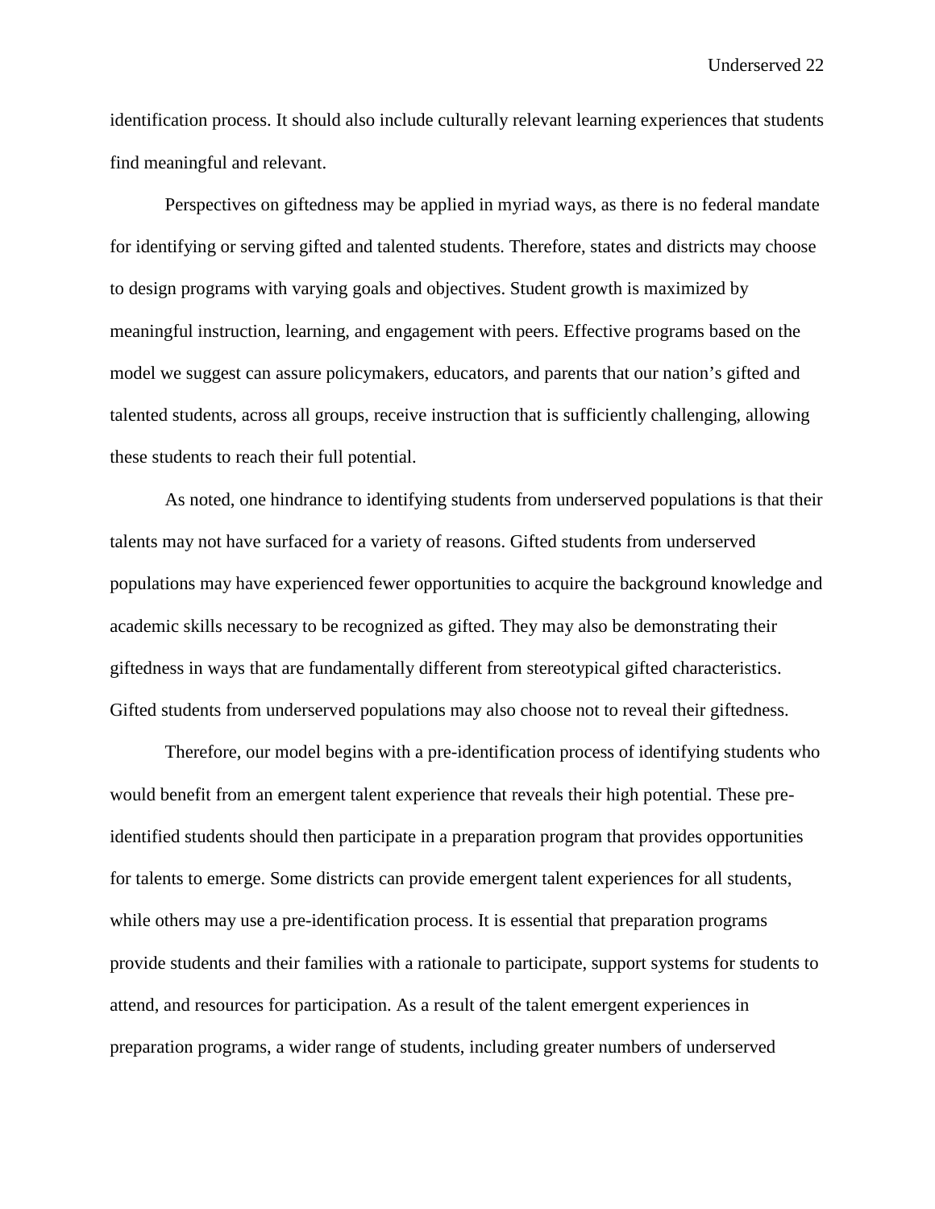identification process. It should also include culturally relevant learning experiences that students find meaningful and relevant.

Perspectives on giftedness may be applied in myriad ways, as there is no federal mandate for identifying or serving gifted and talented students. Therefore, states and districts may choose to design programs with varying goals and objectives. Student growth is maximized by meaningful instruction, learning, and engagement with peers. Effective programs based on the model we suggest can assure policymakers, educators, and parents that our nation's gifted and talented students, across all groups, receive instruction that is sufficiently challenging, allowing these students to reach their full potential.

As noted, one hindrance to identifying students from underserved populations is that their talents may not have surfaced for a variety of reasons. Gifted students from underserved populations may have experienced fewer opportunities to acquire the background knowledge and academic skills necessary to be recognized as gifted. They may also be demonstrating their giftedness in ways that are fundamentally different from stereotypical gifted characteristics. Gifted students from underserved populations may also choose not to reveal their giftedness.

Therefore, our model begins with a pre-identification process of identifying students who would benefit from an emergent talent experience that reveals their high potential. These pre-identified students should then participate in a preparation program that provides opportunities for talents to emerge. Some districts can provide emergent talent experiences for all students, while others may use a pre-identification process. It is essential that preparation programs provide students and their families with a rationale to participate, support systems for students to attend, and resources for participation. As a result of the talent emergent experiences in preparation programs, a wider range of students, including greater numbers of underserved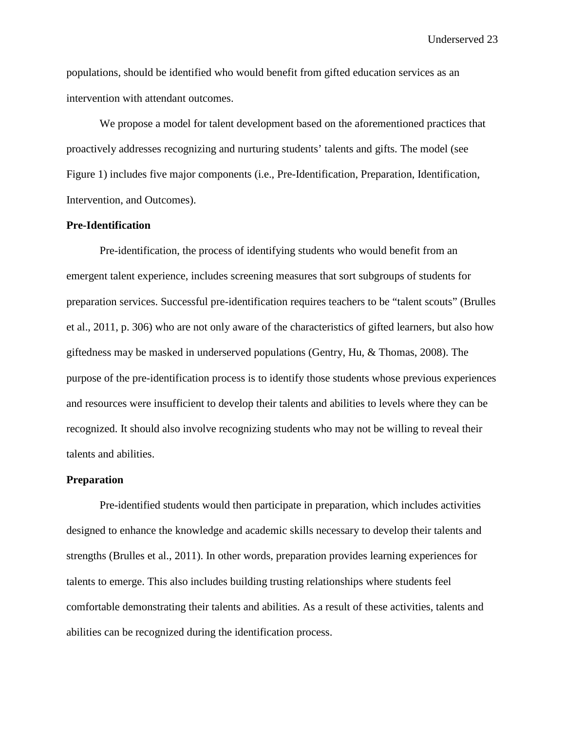populations, should be identified who would benefit from gifted education services as an intervention with attendant outcomes.

We propose a model for talent development based on the aforementioned practices that proactively addresses recognizing and nurturing students' talents and gifts. The model (see Figure 1) includes five major components (i.e., Pre-Identification, Preparation, Identification, Intervention, and Outcomes).

## Pre-Identification

Pre-identification, the process of identifying students who would benefit from an emergent talent experience, includes screening measures that sort subgroups of students for preparation services. Successful pre-identification requires teachers to be "talent scouts" (Brulles et al., 2011, p. 306) who are not only aware of the characteristics of gifted learners, but also how giftedness may be masked in underserved populations (Gentry, Hu, & Thomas, 2008). The purpose of the pre-identification process is to identify those students whose previous experiences and resources were insufficient to develop their talents and abilities to levels where they can be recognized. It should also involve recognizing students who may not be willing to reveal their talents and abilities.

## Preparation

Pre-identified students would then participate in preparation, which includes activities designed to enhance the knowledge and academic skills necessary to develop their talents and strengths (Brulles et al., 2011). In other words, preparation provides learning experiences for talents to emerge. This also includes building trusting relationships where students feel comfortable demonstrating their talents and abilities. As a result of these activities, talents and abilities can be recognized during the identification process.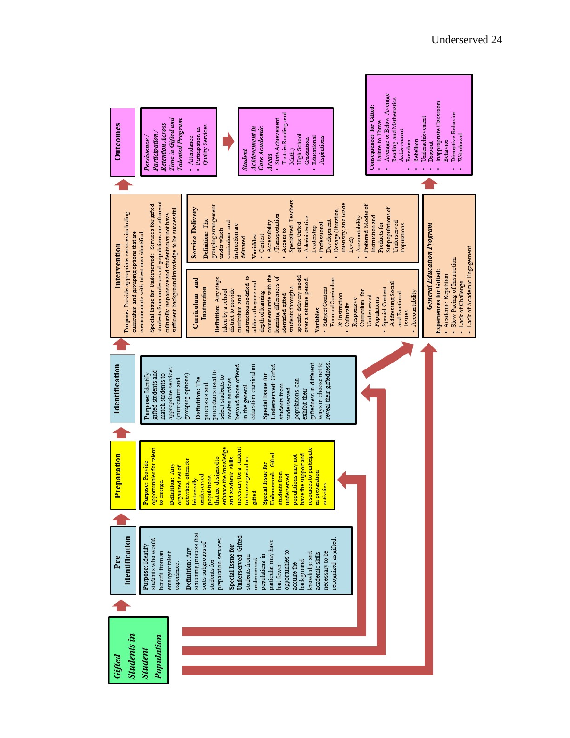## Gifted Students in Student Population

## Pre-Identification

**Purpose:** Identify students who would benefit from an emergent talent experience.

**Definition:** Any screening process that sorts subgroups of students for preparation services.

**Special Issue for Underserved:** Gifted students from underserved populations in particular may have had fewer opportunities to acquire the background knowledge and academic skills necessary to be recognized as gifted.

## Preparation

**Purpose:** Provide opportunities for talent to emerge.

**Definition:** Any organized set of activities, often for historically underserved populations, that are designed to enhance the knowledge and academic skills necessary for a student to be recognized as gifted

**Special Issue for Underserved:** Gifted students from underserved populations may not have the support and resources to participate in preparation activities.

## Identification

**Purpose:** Identify gifted students and match students to appropriate services (curriculum and grouping options).

**Definition:** The processes and procedures used to select students to receive services beyond those offered in the general education curriculum.

**Special Issue for Underserved:** Gifted students from underserved populations can exhibit their giftedness in different ways or choose not to reveal their giftedness.

## Intervention

**Purpose:** Provide appropriate services including curriculum and grouping options that are commensurate with talent area identified.

**Special Issue for Underserved:** Services for gifted students from underserved populations are often not culturally responsive and students may not have sufficient background knowledge to be successful.

### Curriculum and Instruction

**Definition:** Any steps taken by a school district to provide curriculum and instruction modified to address the pace and depth of learning commensurate with the learning differences of identified gifted students through a specific delivery model over a set time period.

Variables:

- Subject Content Focused Curriculum & Instruction
- Culturally Responsive Curriculum for Underserved Populations
- Special Content Addressing Social and Emotional Issues
- Accountability

### Service Delivery

**Definition:** The grouping arrangement under which curriculum and instruction are delivered.

Variables:

- Context
- Accessibility /Transportation
- Access to Specialized Teachers of the Gifted
- Administrative Leadership
- Professional Development
- Dosage (Duration, Intensity, and Grade Level)
- Accountability
- Preferred Modes of Instruction and Products for Subpopulations of Underserved Populations

### General Education Program

**Experiences for Gifted:**

- Academic Repetition
- Slow Pacing of Instruction
- Lack of Challenge
- Lack of Academic Engagement

## Outcomes

***Persistence / Participation / Retention Across Time in Gifted and Talented Program***

- Attendance
- Participation in Quality Services

***Student Achievement in Core Academic Areas***

- State Achievement Tests in Reading and Math)
- High School Graduation
- Educational Aspirations

**Consequences for Gifted:**

- Failure to Thrive
- Average or Below Average Reading and Mathematics Achievement
- Boredom
- Rebellion
- Underachievement
- Dropout
- Inappropriate Classroom Behavior
- Disruptive Behavior
- Withdrawal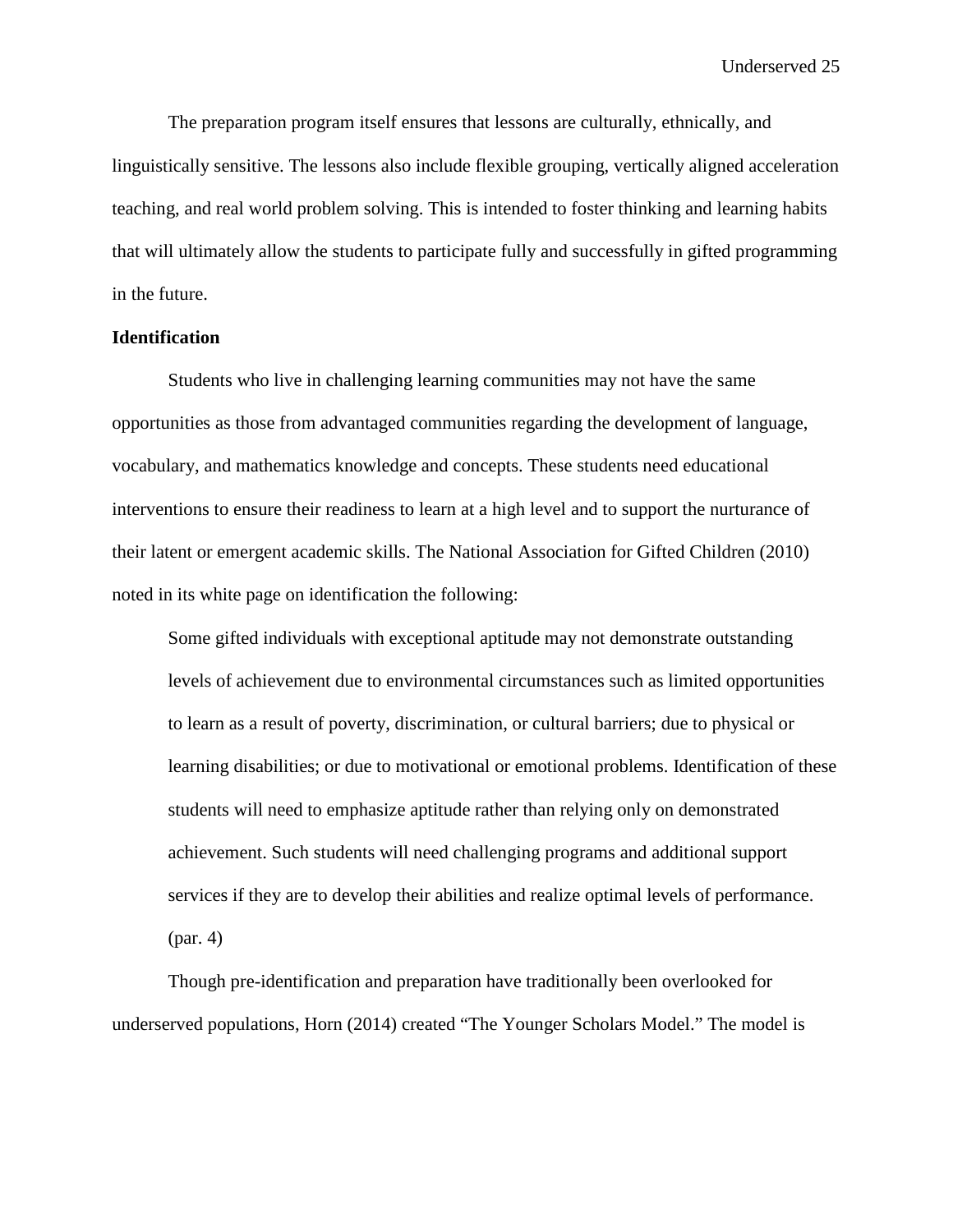The preparation program itself ensures that lessons are culturally, ethnically, and linguistically sensitive. The lessons also include flexible grouping, vertically aligned acceleration teaching, and real world problem solving. This is intended to foster thinking and learning habits that will ultimately allow the students to participate fully and successfully in gifted programming in the future.

**Identification**

Students who live in challenging learning communities may not have the same opportunities as those from advantaged communities regarding the development of language, vocabulary, and mathematics knowledge and concepts. These students need educational interventions to ensure their readiness to learn at a high level and to support the nurturance of their latent or emergent academic skills. The National Association for Gifted Children (2010) noted in its white page on identification the following:

> Some gifted individuals with exceptional aptitude may not demonstrate outstanding levels of achievement due to environmental circumstances such as limited opportunities to learn as a result of poverty, discrimination, or cultural barriers; due to physical or learning disabilities; or due to motivational or emotional problems. Identification of these students will need to emphasize aptitude rather than relying only on demonstrated achievement. Such students will need challenging programs and additional support services if they are to develop their abilities and realize optimal levels of performance. (par. 4)

Though pre-identification and preparation have traditionally been overlooked for underserved populations, Horn (2014) created "The Younger Scholars Model." The model is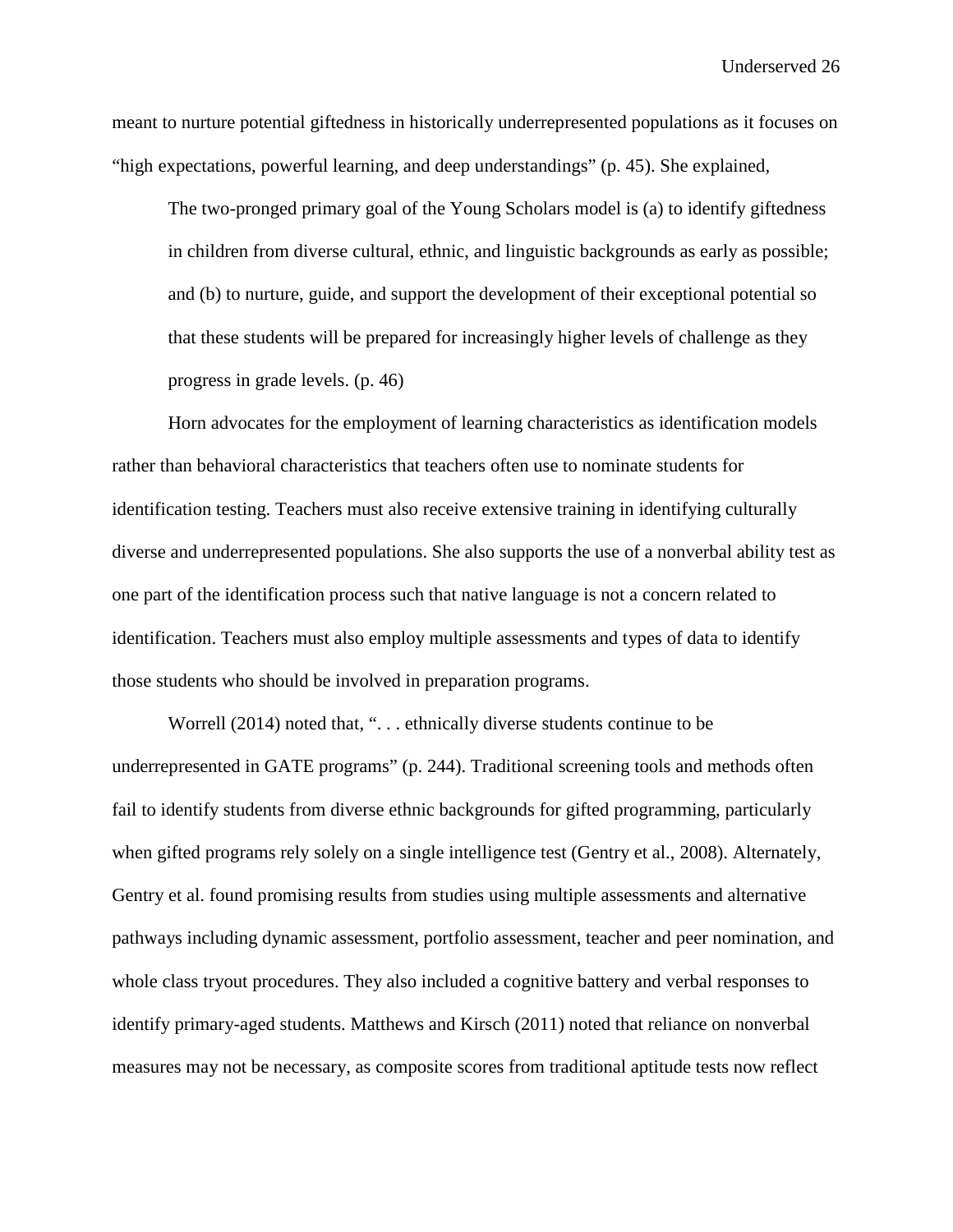meant to nurture potential giftedness in historically underrepresented populations as it focuses on "high expectations, powerful learning, and deep understandings" (p. 45). She explained,

> The two-pronged primary goal of the Young Scholars model is (a) to identify giftedness in children from diverse cultural, ethnic, and linguistic backgrounds as early as possible; and (b) to nurture, guide, and support the development of their exceptional potential so that these students will be prepared for increasingly higher levels of challenge as they progress in grade levels. (p. 46)

Horn advocates for the employment of learning characteristics as identification models rather than behavioral characteristics that teachers often use to nominate students for identification testing. Teachers must also receive extensive training in identifying culturally diverse and underrepresented populations. She also supports the use of a nonverbal ability test as one part of the identification process such that native language is not a concern related to identification. Teachers must also employ multiple assessments and types of data to identify those students who should be involved in preparation programs.

Worrell (2014) noted that, ". . . ethnically diverse students continue to be underrepresented in GATE programs" (p. 244). Traditional screening tools and methods often fail to identify students from diverse ethnic backgrounds for gifted programming, particularly when gifted programs rely solely on a single intelligence test (Gentry et al., 2008). Alternately, Gentry et al. found promising results from studies using multiple assessments and alternative pathways including dynamic assessment, portfolio assessment, teacher and peer nomination, and whole class tryout procedures. They also included a cognitive battery and verbal responses to identify primary-aged students. Matthews and Kirsch (2011) noted that reliance on nonverbal measures may not be necessary, as composite scores from traditional aptitude tests now reflect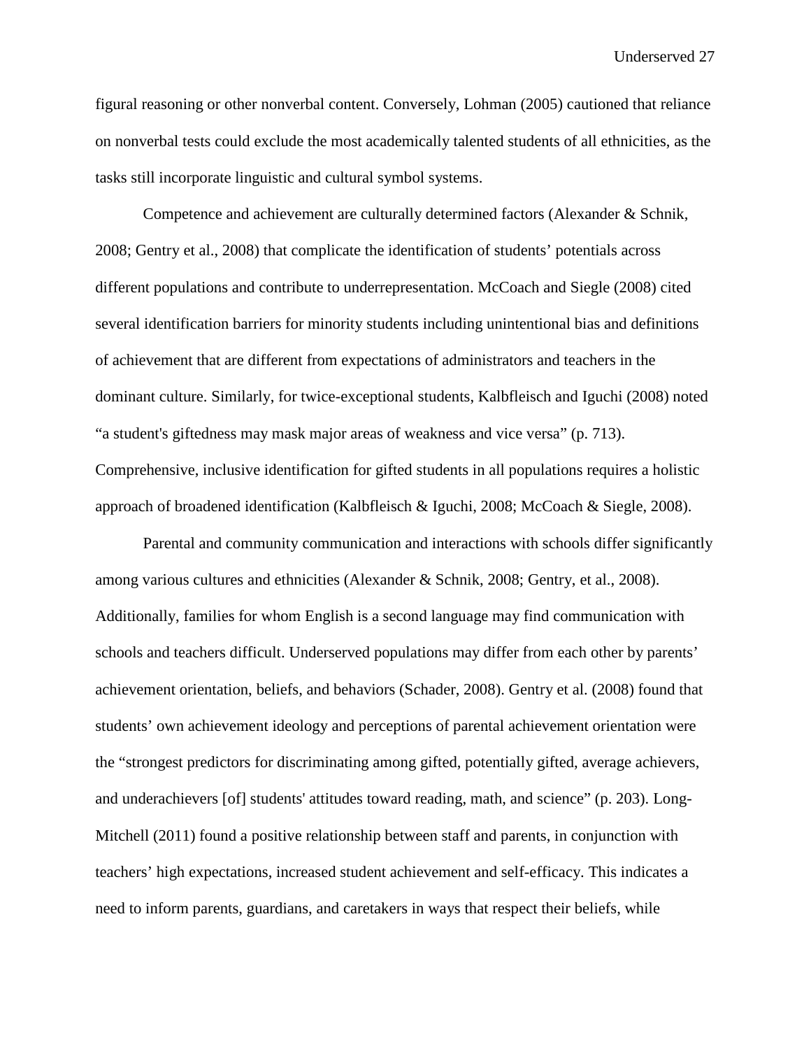figural reasoning or other nonverbal content. Conversely, Lohman (2005) cautioned that reliance on nonverbal tests could exclude the most academically talented students of all ethnicities, as the tasks still incorporate linguistic and cultural symbol systems.

Competence and achievement are culturally determined factors (Alexander & Schnik, 2008; Gentry et al., 2008) that complicate the identification of students' potentials across different populations and contribute to underrepresentation. McCoach and Siegle (2008) cited several identification barriers for minority students including unintentional bias and definitions of achievement that are different from expectations of administrators and teachers in the dominant culture. Similarly, for twice-exceptional students, Kalbfleisch and Iguchi (2008) noted "a student's giftedness may mask major areas of weakness and vice versa" (p. 713). Comprehensive, inclusive identification for gifted students in all populations requires a holistic approach of broadened identification (Kalbfleisch & Iguchi, 2008; McCoach & Siegle, 2008).

Parental and community communication and interactions with schools differ significantly among various cultures and ethnicities (Alexander & Schnik, 2008; Gentry, et al., 2008). Additionally, families for whom English is a second language may find communication with schools and teachers difficult. Underserved populations may differ from each other by parents' achievement orientation, beliefs, and behaviors (Schader, 2008). Gentry et al. (2008) found that students' own achievement ideology and perceptions of parental achievement orientation were the "strongest predictors for discriminating among gifted, potentially gifted, average achievers, and underachievers [of] students' attitudes toward reading, math, and science" (p. 203). Long-Mitchell (2011) found a positive relationship between staff and parents, in conjunction with teachers' high expectations, increased student achievement and self-efficacy. This indicates a need to inform parents, guardians, and caretakers in ways that respect their beliefs, while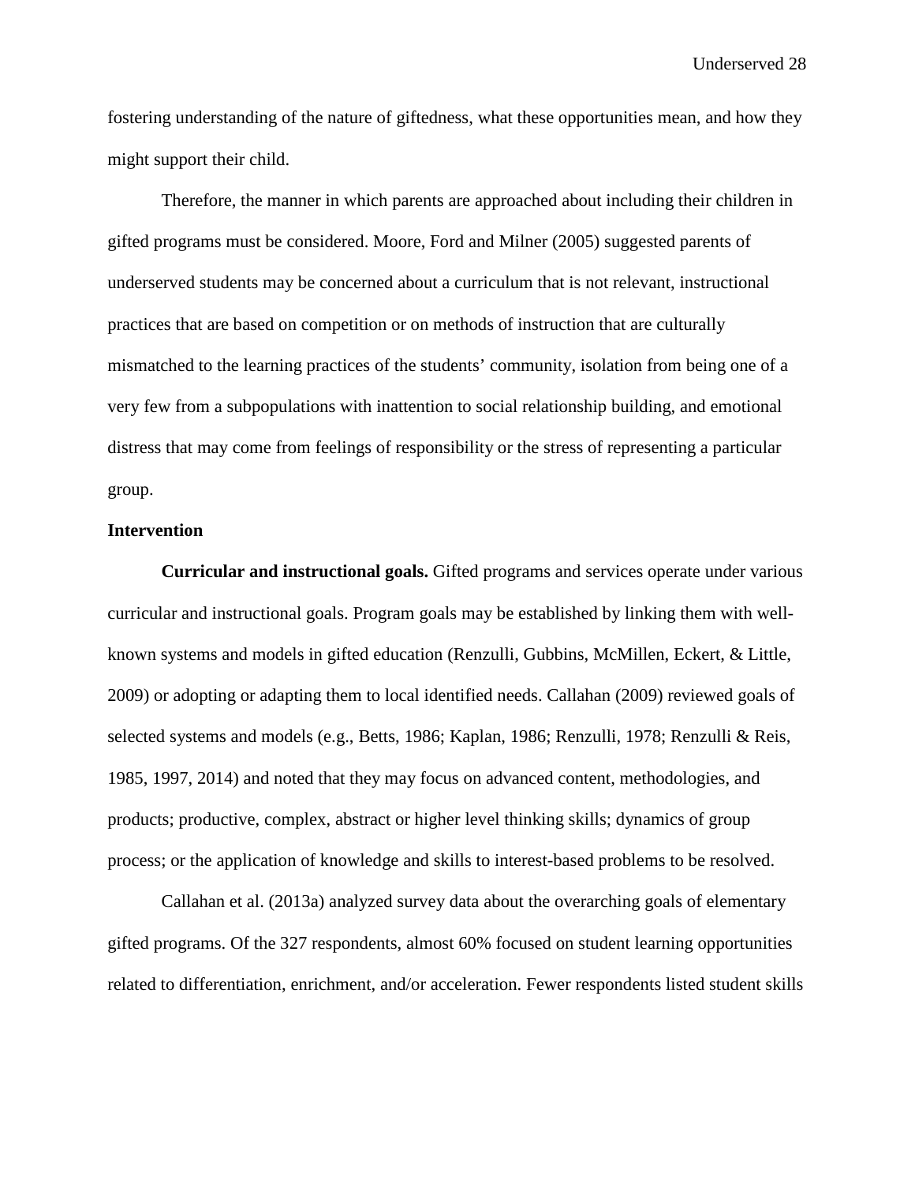fostering understanding of the nature of giftedness, what these opportunities mean, and how they might support their child.

Therefore, the manner in which parents are approached about including their children in gifted programs must be considered. Moore, Ford and Milner (2005) suggested parents of underserved students may be concerned about a curriculum that is not relevant, instructional practices that are based on competition or on methods of instruction that are culturally mismatched to the learning practices of the students' community, isolation from being one of a very few from a subpopulations with inattention to social relationship building, and emotional distress that may come from feelings of responsibility or the stress of representing a particular group.

## Intervention

**Curricular and instructional goals.** Gifted programs and services operate under various curricular and instructional goals. Program goals may be established by linking them with well-known systems and models in gifted education (Renzulli, Gubbins, McMillen, Eckert, & Little, 2009) or adopting or adapting them to local identified needs. Callahan (2009) reviewed goals of selected systems and models (e.g., Betts, 1986; Kaplan, 1986; Renzulli, 1978; Renzulli & Reis, 1985, 1997, 2014) and noted that they may focus on advanced content, methodologies, and products; productive, complex, abstract or higher level thinking skills; dynamics of group process; or the application of knowledge and skills to interest-based problems to be resolved.

Callahan et al. (2013a) analyzed survey data about the overarching goals of elementary gifted programs. Of the 327 respondents, almost 60% focused on student learning opportunities related to differentiation, enrichment, and/or acceleration. Fewer respondents listed student skills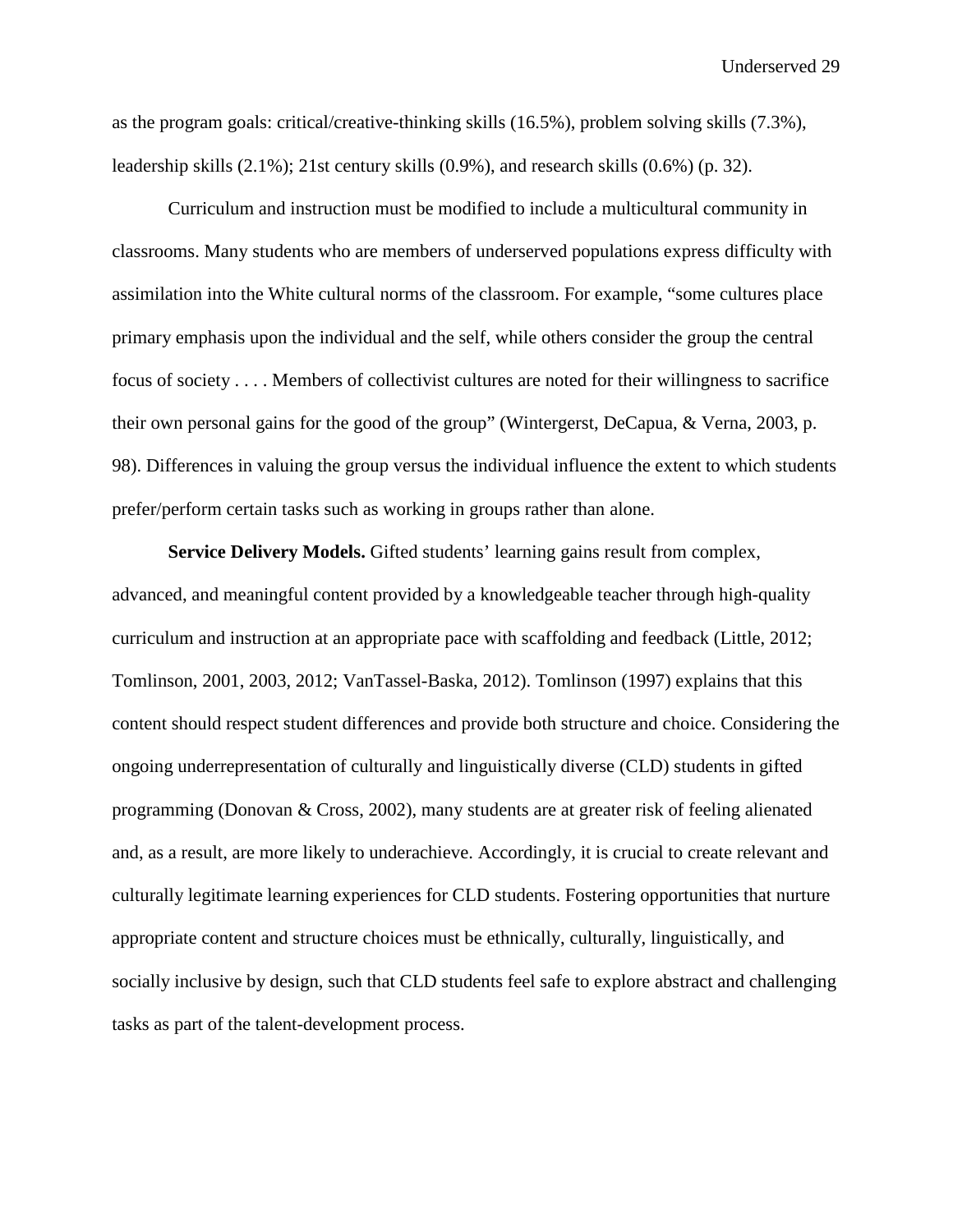as the program goals: critical/creative-thinking skills (16.5%), problem solving skills (7.3%), leadership skills (2.1%); 21st century skills (0.9%), and research skills (0.6%) (p. 32).

Curriculum and instruction must be modified to include a multicultural community in classrooms. Many students who are members of underserved populations express difficulty with assimilation into the White cultural norms of the classroom. For example, "some cultures place primary emphasis upon the individual and the self, while others consider the group the central focus of society . . . . Members of collectivist cultures are noted for their willingness to sacrifice their own personal gains for the good of the group" (Wintergerst, DeCapua, & Verna, 2003, p. 98). Differences in valuing the group versus the individual influence the extent to which students prefer/perform certain tasks such as working in groups rather than alone.

**Service Delivery Models.** Gifted students' learning gains result from complex, advanced, and meaningful content provided by a knowledgeable teacher through high-quality curriculum and instruction at an appropriate pace with scaffolding and feedback (Little, 2012; Tomlinson, 2001, 2003, 2012; VanTassel-Baska, 2012). Tomlinson (1997) explains that this content should respect student differences and provide both structure and choice. Considering the ongoing underrepresentation of culturally and linguistically diverse (CLD) students in gifted programming (Donovan & Cross, 2002), many students are at greater risk of feeling alienated and, as a result, are more likely to underachieve. Accordingly, it is crucial to create relevant and culturally legitimate learning experiences for CLD students. Fostering opportunities that nurture appropriate content and structure choices must be ethnically, culturally, linguistically, and socially inclusive by design, such that CLD students feel safe to explore abstract and challenging tasks as part of the talent-development process.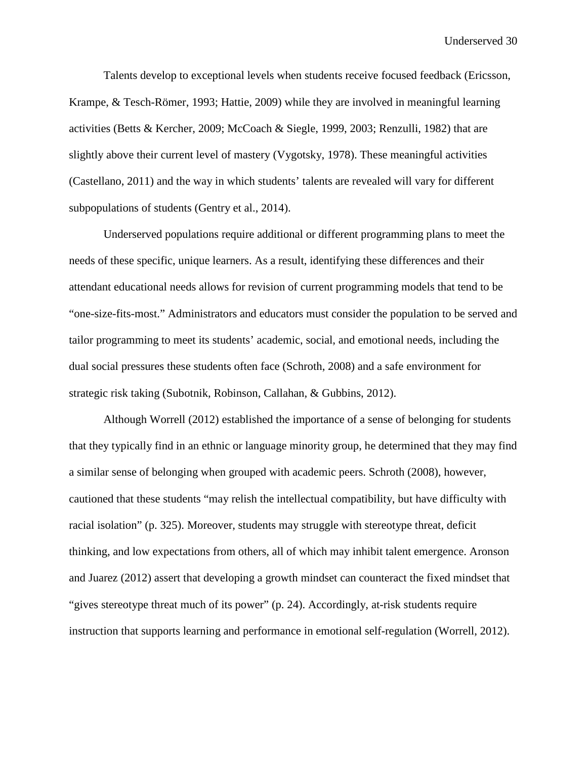Talents develop to exceptional levels when students receive focused feedback (Ericsson, Krampe, & Tesch-Römer, 1993; Hattie, 2009) while they are involved in meaningful learning activities (Betts & Kercher, 2009; McCoach & Siegle, 1999, 2003; Renzulli, 1982) that are slightly above their current level of mastery (Vygotsky, 1978). These meaningful activities (Castellano, 2011) and the way in which students' talents are revealed will vary for different subpopulations of students (Gentry et al., 2014).

Underserved populations require additional or different programming plans to meet the needs of these specific, unique learners. As a result, identifying these differences and their attendant educational needs allows for revision of current programming models that tend to be "one-size-fits-most." Administrators and educators must consider the population to be served and tailor programming to meet its students' academic, social, and emotional needs, including the dual social pressures these students often face (Schroth, 2008) and a safe environment for strategic risk taking (Subotnik, Robinson, Callahan, & Gubbins, 2012).

Although Worrell (2012) established the importance of a sense of belonging for students that they typically find in an ethnic or language minority group, he determined that they may find a similar sense of belonging when grouped with academic peers. Schroth (2008), however, cautioned that these students "may relish the intellectual compatibility, but have difficulty with racial isolation" (p. 325). Moreover, students may struggle with stereotype threat, deficit thinking, and low expectations from others, all of which may inhibit talent emergence. Aronson and Juarez (2012) assert that developing a growth mindset can counteract the fixed mindset that "gives stereotype threat much of its power" (p. 24). Accordingly, at-risk students require instruction that supports learning and performance in emotional self-regulation (Worrell, 2012).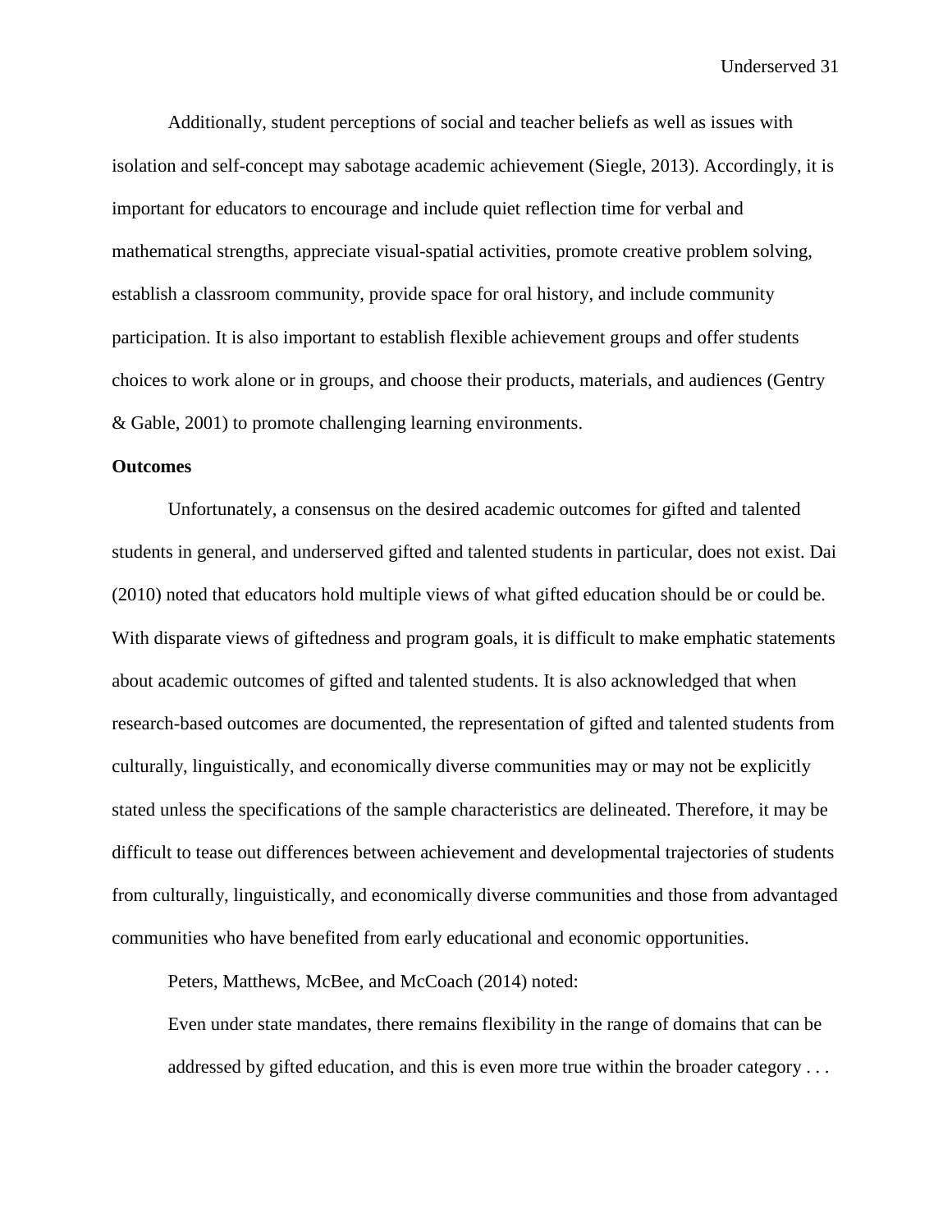Additionally, student perceptions of social and teacher beliefs as well as issues with isolation and self-concept may sabotage academic achievement (Siegle, 2013). Accordingly, it is important for educators to encourage and include quiet reflection time for verbal and mathematical strengths, appreciate visual-spatial activities, promote creative problem solving, establish a classroom community, provide space for oral history, and include community participation. It is also important to establish flexible achievement groups and offer students choices to work alone or in groups, and choose their products, materials, and audiences (Gentry & Gable, 2001) to promote challenging learning environments.

**Outcomes**

Unfortunately, a consensus on the desired academic outcomes for gifted and talented students in general, and underserved gifted and talented students in particular, does not exist. Dai (2010) noted that educators hold multiple views of what gifted education should be or could be. With disparate views of giftedness and program goals, it is difficult to make emphatic statements about academic outcomes of gifted and talented students. It is also acknowledged that when research-based outcomes are documented, the representation of gifted and talented students from culturally, linguistically, and economically diverse communities may or may not be explicitly stated unless the specifications of the sample characteristics are delineated. Therefore, it may be difficult to tease out differences between achievement and developmental trajectories of students from culturally, linguistically, and economically diverse communities and those from advantaged communities who have benefited from early educational and economic opportunities.

Peters, Matthews, McBee, and McCoach (2014) noted:

> Even under state mandates, there remains flexibility in the range of domains that can be addressed by gifted education, and this is even more true within the broader category . . .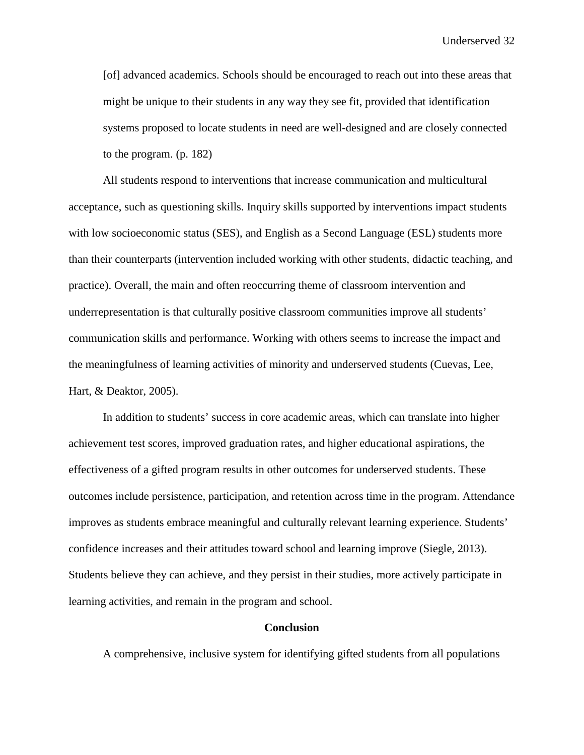> [of] advanced academics. Schools should be encouraged to reach out into these areas that might be unique to their students in any way they see fit, provided that identification systems proposed to locate students in need are well-designed and are closely connected to the program. (p. 182)

All students respond to interventions that increase communication and multicultural acceptance, such as questioning skills. Inquiry skills supported by interventions impact students with low socioeconomic status (SES), and English as a Second Language (ESL) students more than their counterparts (intervention included working with other students, didactic teaching, and practice). Overall, the main and often reoccurring theme of classroom intervention and underrepresentation is that culturally positive classroom communities improve all students' communication skills and performance. Working with others seems to increase the impact and the meaningfulness of learning activities of minority and underserved students (Cuevas, Lee, Hart, & Deaktor, 2005).

In addition to students' success in core academic areas, which can translate into higher achievement test scores, improved graduation rates, and higher educational aspirations, the effectiveness of a gifted program results in other outcomes for underserved students. These outcomes include persistence, participation, and retention across time in the program. Attendance improves as students embrace meaningful and culturally relevant learning experience. Students' confidence increases and their attitudes toward school and learning improve (Siegle, 2013). Students believe they can achieve, and they persist in their studies, more actively participate in learning activities, and remain in the program and school.

## Conclusion

A comprehensive, inclusive system for identifying gifted students from all populations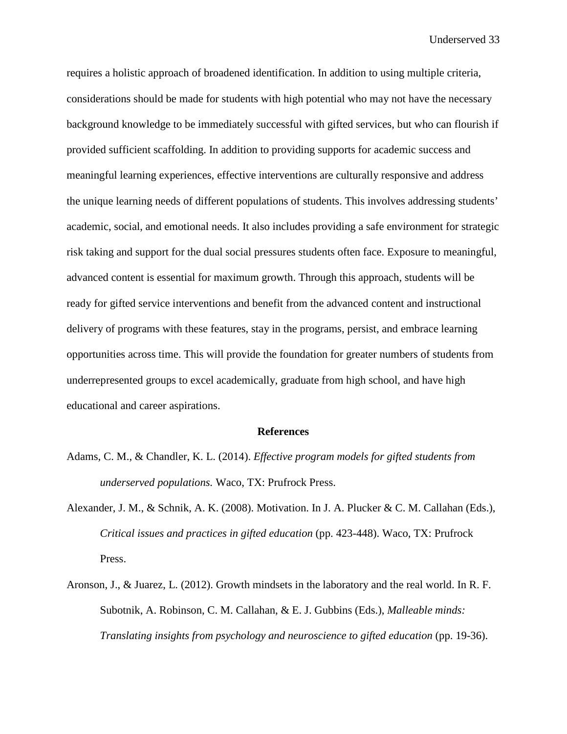requires a holistic approach of broadened identification. In addition to using multiple criteria, considerations should be made for students with high potential who may not have the necessary background knowledge to be immediately successful with gifted services, but who can flourish if provided sufficient scaffolding. In addition to providing supports for academic success and meaningful learning experiences, effective interventions are culturally responsive and address the unique learning needs of different populations of students. This involves addressing students' academic, social, and emotional needs. It also includes providing a safe environment for strategic risk taking and support for the dual social pressures students often face. Exposure to meaningful, advanced content is essential for maximum growth. Through this approach, students will be ready for gifted service interventions and benefit from the advanced content and instructional delivery of programs with these features, stay in the programs, persist, and embrace learning opportunities across time. This will provide the foundation for greater numbers of students from underrepresented groups to excel academically, graduate from high school, and have high educational and career aspirations.

## References

Adams, C. M., & Chandler, K. L. (2014). *Effective program models for gifted students from underserved populations.* Waco, TX: Prufrock Press.

Alexander, J. M., & Schnik, A. K. (2008). Motivation. In J. A. Plucker & C. M. Callahan (Eds.), *Critical issues and practices in gifted education* (pp. 423-448). Waco, TX: Prufrock Press.

Aronson, J., & Juarez, L. (2012). Growth mindsets in the laboratory and the real world. In R. F. Subotnik, A. Robinson, C. M. Callahan, & E. J. Gubbins (Eds.), *Malleable minds: Translating insights from psychology and neuroscience to gifted education* (pp. 19-36).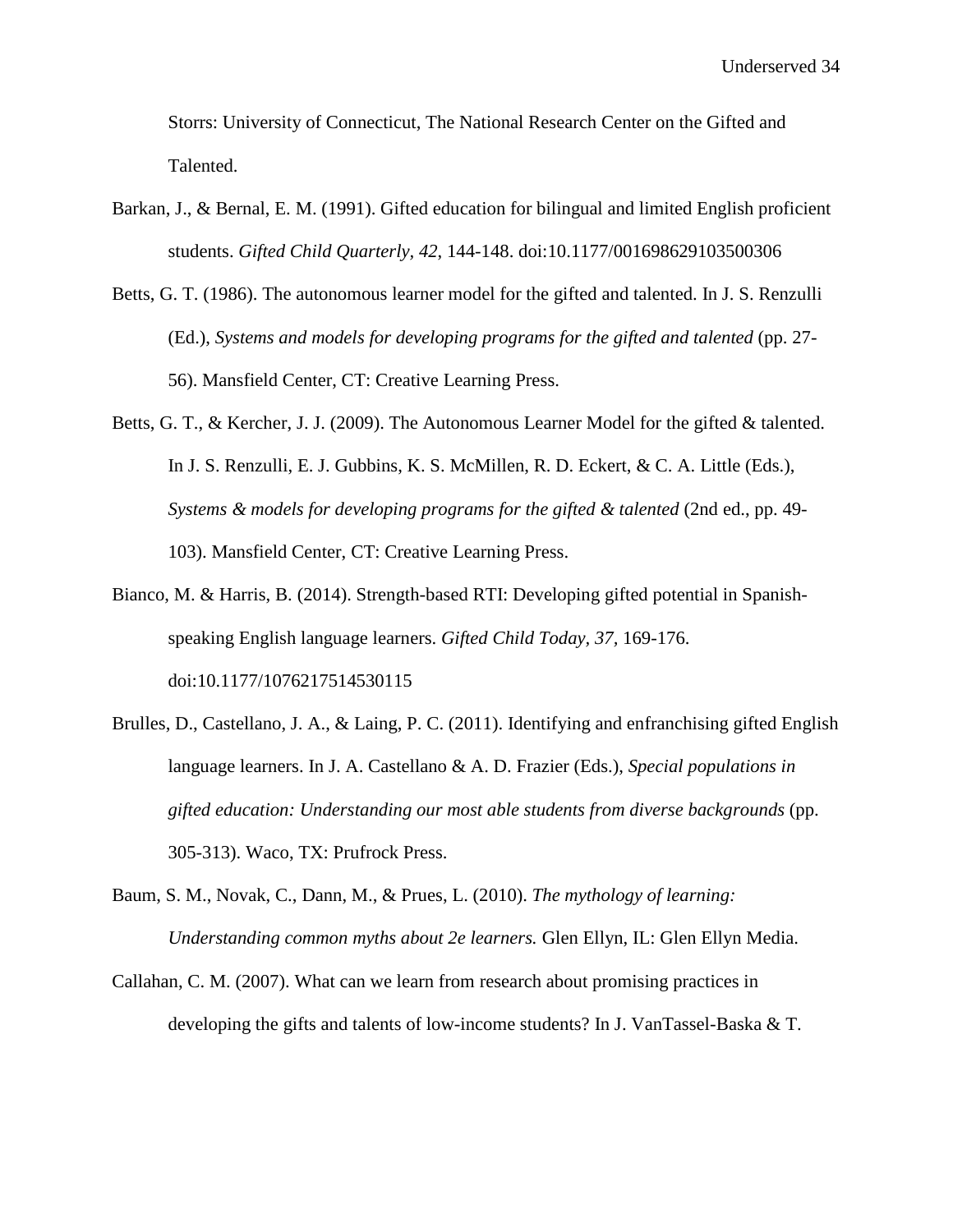Storrs: University of Connecticut, The National Research Center on the Gifted and Talented.

Barkan, J., & Bernal, E. M. (1991). Gifted education for bilingual and limited English proficient students. *Gifted Child Quarterly, 42*, 144-148. doi:10.1177/001698629103500306

Betts, G. T. (1986). The autonomous learner model for the gifted and talented. In J. S. Renzulli (Ed.), *Systems and models for developing programs for the gifted and talented* (pp. 27-56). Mansfield Center, CT: Creative Learning Press.

Betts, G. T., & Kercher, J. J. (2009). The Autonomous Learner Model for the gifted & talented. In J. S. Renzulli, E. J. Gubbins, K. S. McMillen, R. D. Eckert, & C. A. Little (Eds.), *Systems & models for developing programs for the gifted & talented* (2nd ed., pp. 49-103). Mansfield Center, CT: Creative Learning Press.

Bianco, M. & Harris, B. (2014). Strength-based RTI: Developing gifted potential in Spanish-speaking English language learners. *Gifted Child Today, 37*, 169-176. doi:10.1177/1076217514530115

Brulles, D., Castellano, J. A., & Laing, P. C. (2011). Identifying and enfranchising gifted English language learners. In J. A. Castellano & A. D. Frazier (Eds.), *Special populations in gifted education: Understanding our most able students from diverse backgrounds* (pp. 305-313). Waco, TX: Prufrock Press.

Baum, S. M., Novak, C., Dann, M., & Prues, L. (2010). *The mythology of learning: Understanding common myths about 2e learners.* Glen Ellyn, IL: Glen Ellyn Media.

Callahan, C. M. (2007). What can we learn from research about promising practices in developing the gifts and talents of low-income students? In J. VanTassel-Baska & T.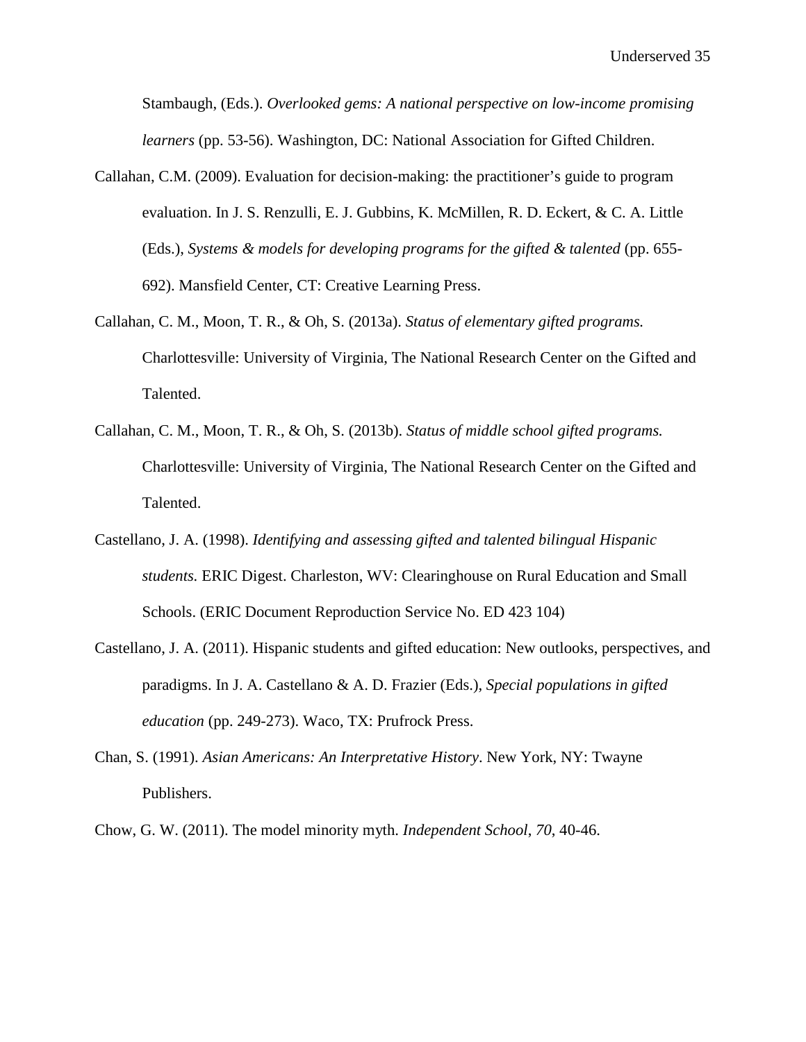Stambaugh, (Eds.). *Overlooked gems: A national perspective on low-income promising learners* (pp. 53-56). Washington, DC: National Association for Gifted Children.

Callahan, C.M. (2009). Evaluation for decision-making: the practitioner's guide to program evaluation. In J. S. Renzulli, E. J. Gubbins, K. McMillen, R. D. Eckert, & C. A. Little (Eds.), *Systems & models for developing programs for the gifted & talented* (pp. 655-692). Mansfield Center, CT: Creative Learning Press.

Callahan, C. M., Moon, T. R., & Oh, S. (2013a). *Status of elementary gifted programs.* Charlottesville: University of Virginia, The National Research Center on the Gifted and Talented.

Callahan, C. M., Moon, T. R., & Oh, S. (2013b). *Status of middle school gifted programs.* Charlottesville: University of Virginia, The National Research Center on the Gifted and Talented.

Castellano, J. A. (1998). *Identifying and assessing gifted and talented bilingual Hispanic students.* ERIC Digest. Charleston, WV: Clearinghouse on Rural Education and Small Schools. (ERIC Document Reproduction Service No. ED 423 104)

Castellano, J. A. (2011). Hispanic students and gifted education: New outlooks, perspectives, and paradigms. In J. A. Castellano & A. D. Frazier (Eds.), *Special populations in gifted education* (pp. 249-273). Waco, TX: Prufrock Press.

Chan, S. (1991). *Asian Americans: An Interpretative History*. New York, NY: Twayne Publishers.

Chow, G. W. (2011). The model minority myth. *Independent School*, *70*, 40-46.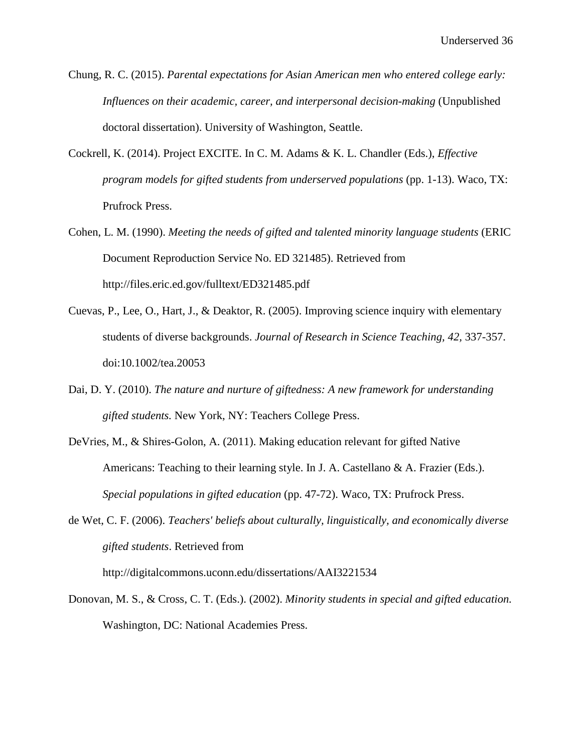Chung, R. C. (2015). *Parental expectations for Asian American men who entered college early: Influences on their academic, career, and interpersonal decision-making* (Unpublished doctoral dissertation). University of Washington, Seattle.

Cockrell, K. (2014). Project EXCITE. In C. M. Adams & K. L. Chandler (Eds.), *Effective program models for gifted students from underserved populations* (pp. 1-13). Waco, TX: Prufrock Press.

Cohen, L. M. (1990). *Meeting the needs of gifted and talented minority language students* (ERIC Document Reproduction Service No. ED 321485). Retrieved from http://files.eric.ed.gov/fulltext/ED321485.pdf

Cuevas, P., Lee, O., Hart, J., & Deaktor, R. (2005). Improving science inquiry with elementary students of diverse backgrounds. *Journal of Research in Science Teaching, 42,* 337-357. doi:10.1002/tea.20053

Dai, D. Y. (2010). *The nature and nurture of giftedness: A new framework for understanding gifted students.* New York, NY: Teachers College Press.

DeVries, M., & Shires-Golon, A. (2011). Making education relevant for gifted Native Americans: Teaching to their learning style. In J. A. Castellano & A. Frazier (Eds.). *Special populations in gifted education* (pp. 47-72). Waco, TX: Prufrock Press.

de Wet, C. F. (2006). *Teachers' beliefs about culturally, linguistically, and economically diverse gifted students*. Retrieved from http://digitalcommons.uconn.edu/dissertations/AAI3221534

Donovan, M. S., & Cross, C. T. (Eds.). (2002). *Minority students in special and gifted education.* Washington, DC: National Academies Press.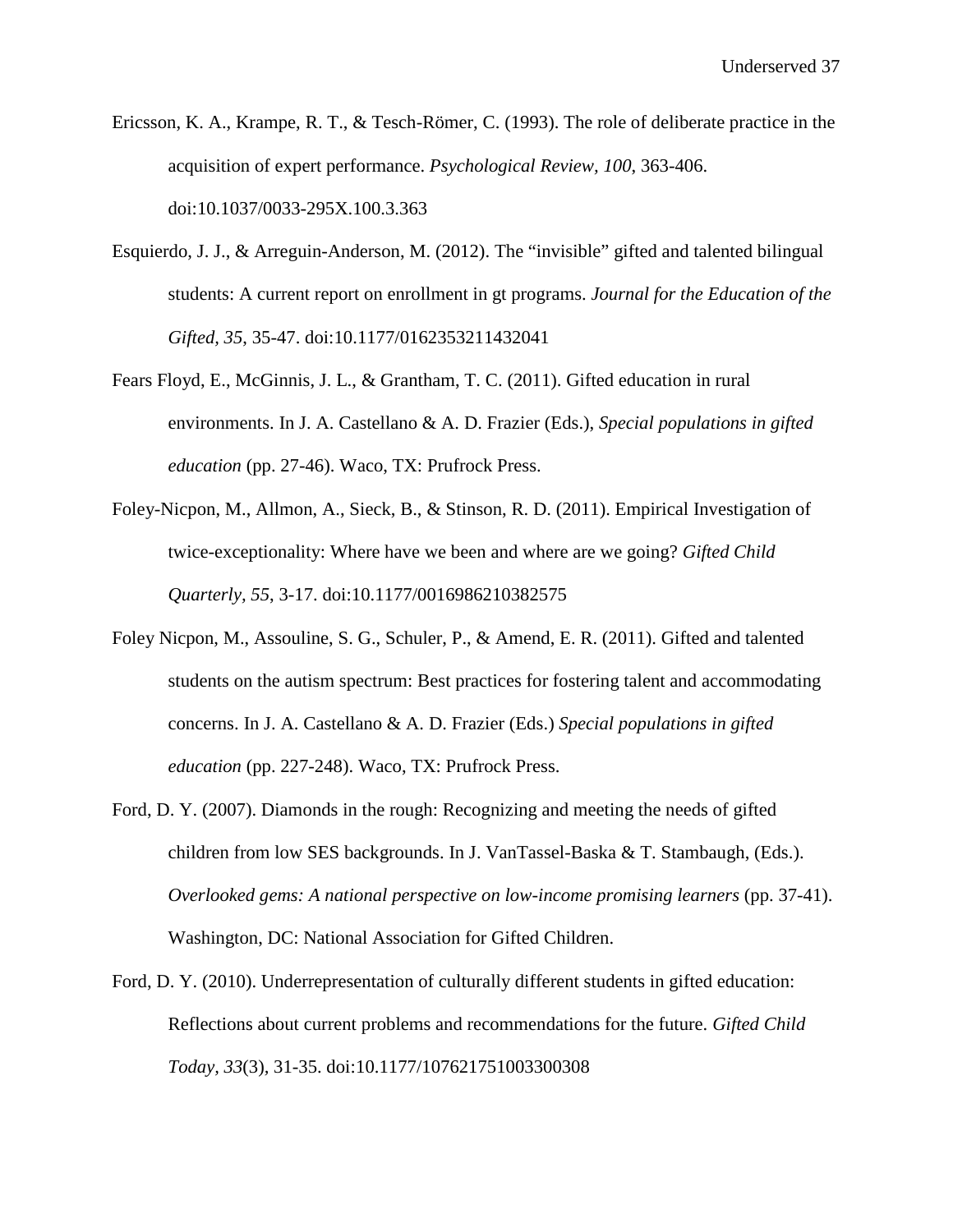Ericsson, K. A., Krampe, R. T., & Tesch-Römer, C. (1993). The role of deliberate practice in the acquisition of expert performance. *Psychological Review, 100*, 363-406. doi:10.1037/0033-295X.100.3.363

Esquierdo, J. J., & Arreguin-Anderson, M. (2012). The "invisible" gifted and talented bilingual students: A current report on enrollment in gt programs. *Journal for the Education of the Gifted, 35*, 35-47. doi:10.1177/0162353211432041

Fears Floyd, E., McGinnis, J. L., & Grantham, T. C. (2011). Gifted education in rural environments. In J. A. Castellano & A. D. Frazier (Eds.), *Special populations in gifted education* (pp. 27-46). Waco, TX: Prufrock Press.

Foley-Nicpon, M., Allmon, A., Sieck, B., & Stinson, R. D. (2011). Empirical Investigation of twice-exceptionality: Where have we been and where are we going? *Gifted Child Quarterly, 55*, 3-17. doi:10.1177/0016986210382575

Foley Nicpon, M., Assouline, S. G., Schuler, P., & Amend, E. R. (2011). Gifted and talented students on the autism spectrum: Best practices for fostering talent and accommodating concerns. In J. A. Castellano & A. D. Frazier (Eds.) *Special populations in gifted education* (pp. 227-248). Waco, TX: Prufrock Press.

Ford, D. Y. (2007). Diamonds in the rough: Recognizing and meeting the needs of gifted children from low SES backgrounds. In J. VanTassel-Baska & T. Stambaugh, (Eds.). *Overlooked gems: A national perspective on low-income promising learners* (pp. 37-41). Washington, DC: National Association for Gifted Children.

Ford, D. Y. (2010). Underrepresentation of culturally different students in gifted education: Reflections about current problems and recommendations for the future. *Gifted Child Today, 33*(3), 31-35. doi:10.1177/107621751003300308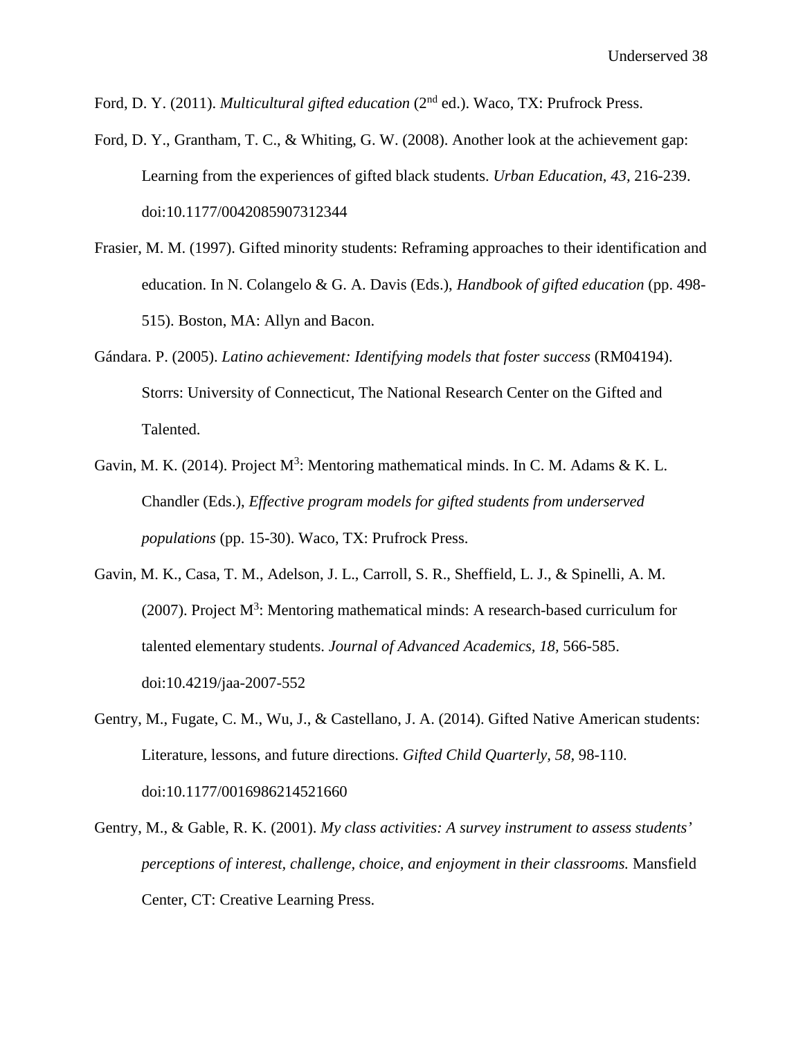Ford, D. Y. (2011). *Multicultural gifted education* (2nd ed.). Waco, TX: Prufrock Press.

Ford, D. Y., Grantham, T. C., & Whiting, G. W. (2008). Another look at the achievement gap: Learning from the experiences of gifted black students. *Urban Education*, *43*, 216-239. doi:10.1177/0042085907312344

Frasier, M. M. (1997). Gifted minority students: Reframing approaches to their identification and education. In N. Colangelo & G. A. Davis (Eds.), *Handbook of gifted education* (pp. 498-515). Boston, MA: Allyn and Bacon.

Gándara. P. (2005). *Latino achievement: Identifying models that foster success* (RM04194). Storrs: University of Connecticut, The National Research Center on the Gifted and Talented.

Gavin, M. K. (2014). Project $M^3$: Mentoring mathematical minds. In C. M. Adams & K. L. Chandler (Eds.), *Effective program models for gifted students from underserved populations* (pp. 15-30). Waco, TX: Prufrock Press.

Gavin, M. K., Casa, T. M., Adelson, J. L., Carroll, S. R., Sheffield, L. J., & Spinelli, A. M. (2007). Project $M^3$: Mentoring mathematical minds: A research-based curriculum for talented elementary students. *Journal of Advanced Academics, 18,* 566-585. doi:10.4219/jaa-2007-552

Gentry, M., Fugate, C. M., Wu, J., & Castellano, J. A. (2014). Gifted Native American students: Literature, lessons, and future directions. *Gifted Child Quarterly, 58,* 98-110. doi:10.1177/0016986214521660

Gentry, M., & Gable, R. K. (2001). *My class activities: A survey instrument to assess students' perceptions of interest, challenge, choice, and enjoyment in their classrooms.* Mansfield Center, CT: Creative Learning Press.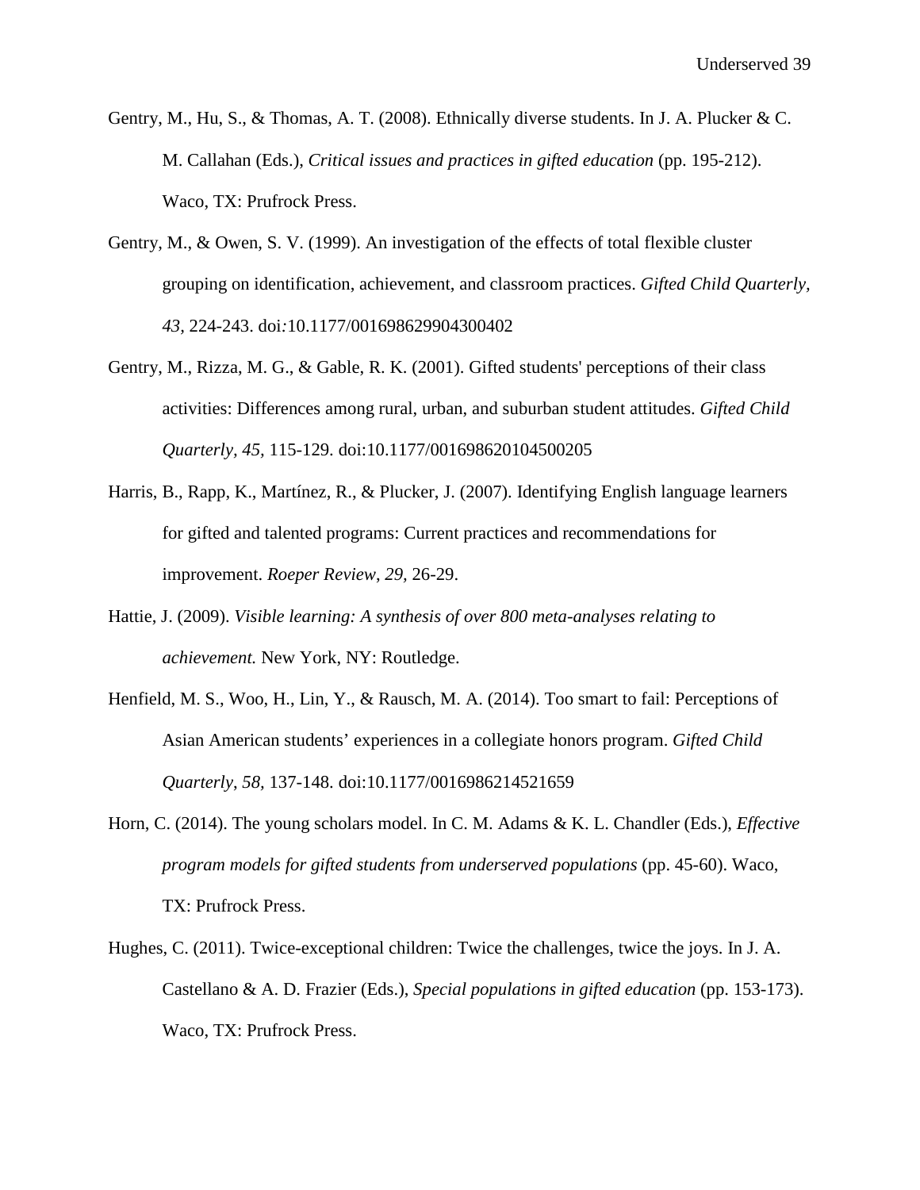Gentry, M., Hu, S., & Thomas, A. T. (2008). Ethnically diverse students. In J. A. Plucker & C. M. Callahan (Eds.), *Critical issues and practices in gifted education* (pp. 195-212). Waco, TX: Prufrock Press.

Gentry, M., & Owen, S. V. (1999). An investigation of the effects of total flexible cluster grouping on identification, achievement, and classroom practices. *Gifted Child Quarterly*, *43*, 224-243. doi:10.1177/001698629904300402

Gentry, M., Rizza, M. G., & Gable, R. K. (2001). Gifted students' perceptions of their class activities: Differences among rural, urban, and suburban student attitudes. *Gifted Child Quarterly, 45,* 115-129. doi:10.1177/001698620104500205

Harris, B., Rapp, K., Martínez, R., & Plucker, J. (2007). Identifying English language learners for gifted and talented programs: Current practices and recommendations for improvement. *Roeper Review*, *29,* 26-29.

Hattie, J. (2009). *Visible learning: A synthesis of over 800 meta-analyses relating to achievement.* New York, NY: Routledge.

Henfield, M. S., Woo, H., Lin, Y., & Rausch, M. A. (2014). Too smart to fail: Perceptions of Asian American students' experiences in a collegiate honors program. *Gifted Child Quarterly*, *58,* 137-148. doi:10.1177/0016986214521659

Horn, C. (2014). The young scholars model. In C. M. Adams & K. L. Chandler (Eds.), *Effective program models for gifted students from underserved populations* (pp. 45-60). Waco, TX: Prufrock Press.

Hughes, C. (2011). Twice-exceptional children: Twice the challenges, twice the joys. In J. A. Castellano & A. D. Frazier (Eds.), *Special populations in gifted education* (pp. 153-173). Waco, TX: Prufrock Press.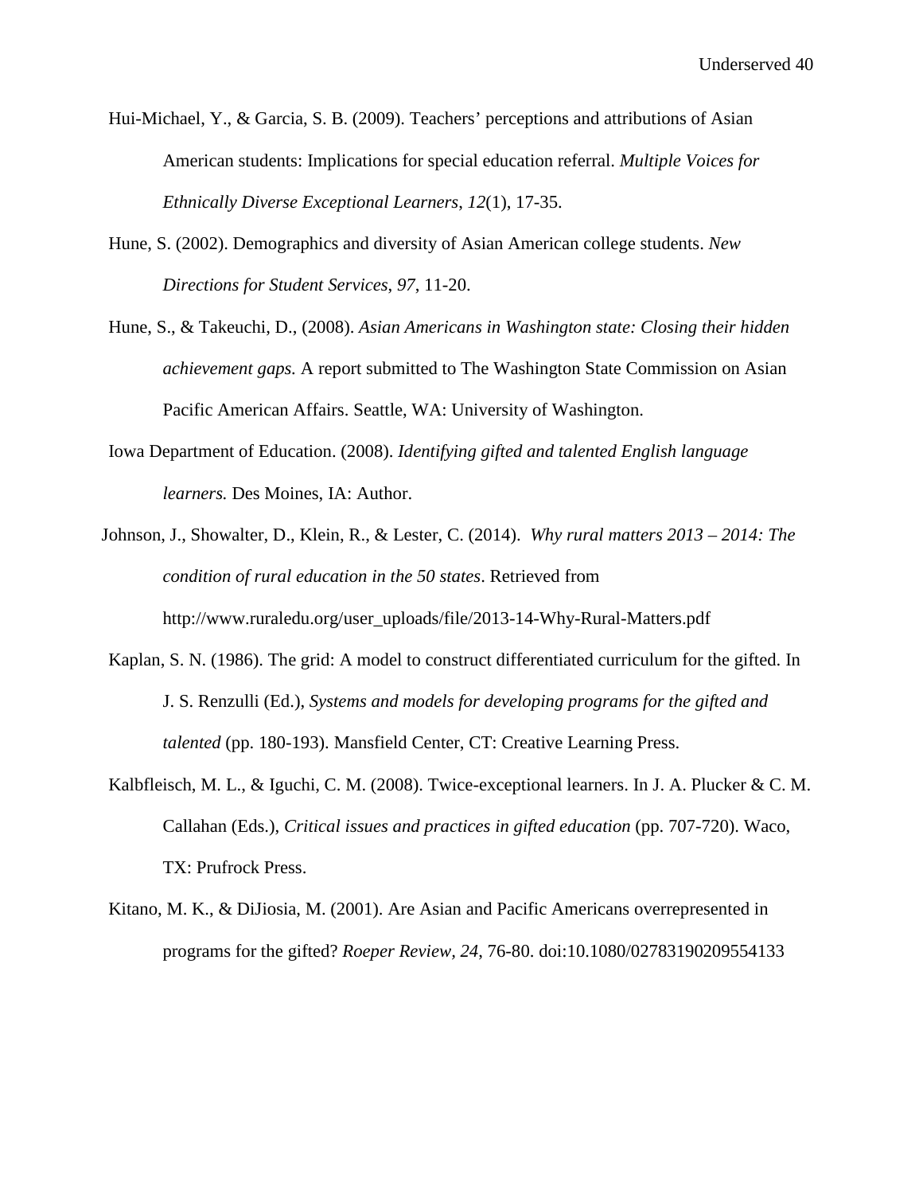Hui-Michael, Y., & Garcia, S. B. (2009). Teachers' perceptions and attributions of Asian American students: Implications for special education referral. *Multiple Voices for Ethnically Diverse Exceptional Learners*, *12*(1), 17-35.

Hune, S. (2002). Demographics and diversity of Asian American college students. *New Directions for Student Services*, *97*, 11-20.

Hune, S., & Takeuchi, D., (2008). *Asian Americans in Washington state: Closing their hidden achievement gaps.* A report submitted to The Washington State Commission on Asian Pacific American Affairs. Seattle, WA: University of Washington.

Iowa Department of Education. (2008). *Identifying gifted and talented English language learners.* Des Moines, IA: Author.

Johnson, J., Showalter, D., Klein, R., & Lester, C. (2014). *Why rural matters 2013 – 2014: The condition of rural education in the 50 states*. Retrieved from http://www.ruraledu.org/user_uploads/file/2013-14-Why-Rural-Matters.pdf

Kaplan, S. N. (1986). The grid: A model to construct differentiated curriculum for the gifted. In J. S. Renzulli (Ed.), *Systems and models for developing programs for the gifted and talented* (pp. 180-193). Mansfield Center, CT: Creative Learning Press.

Kalbfleisch, M. L., & Iguchi, C. M. (2008). Twice-exceptional learners. In J. A. Plucker & C. M. Callahan (Eds.), *Critical issues and practices in gifted education* (pp. 707-720). Waco, TX: Prufrock Press.

Kitano, M. K., & DiJiosia, M. (2001). Are Asian and Pacific Americans overrepresented in programs for the gifted? *Roeper Review*, *24*, 76-80. doi:10.1080/02783190209554133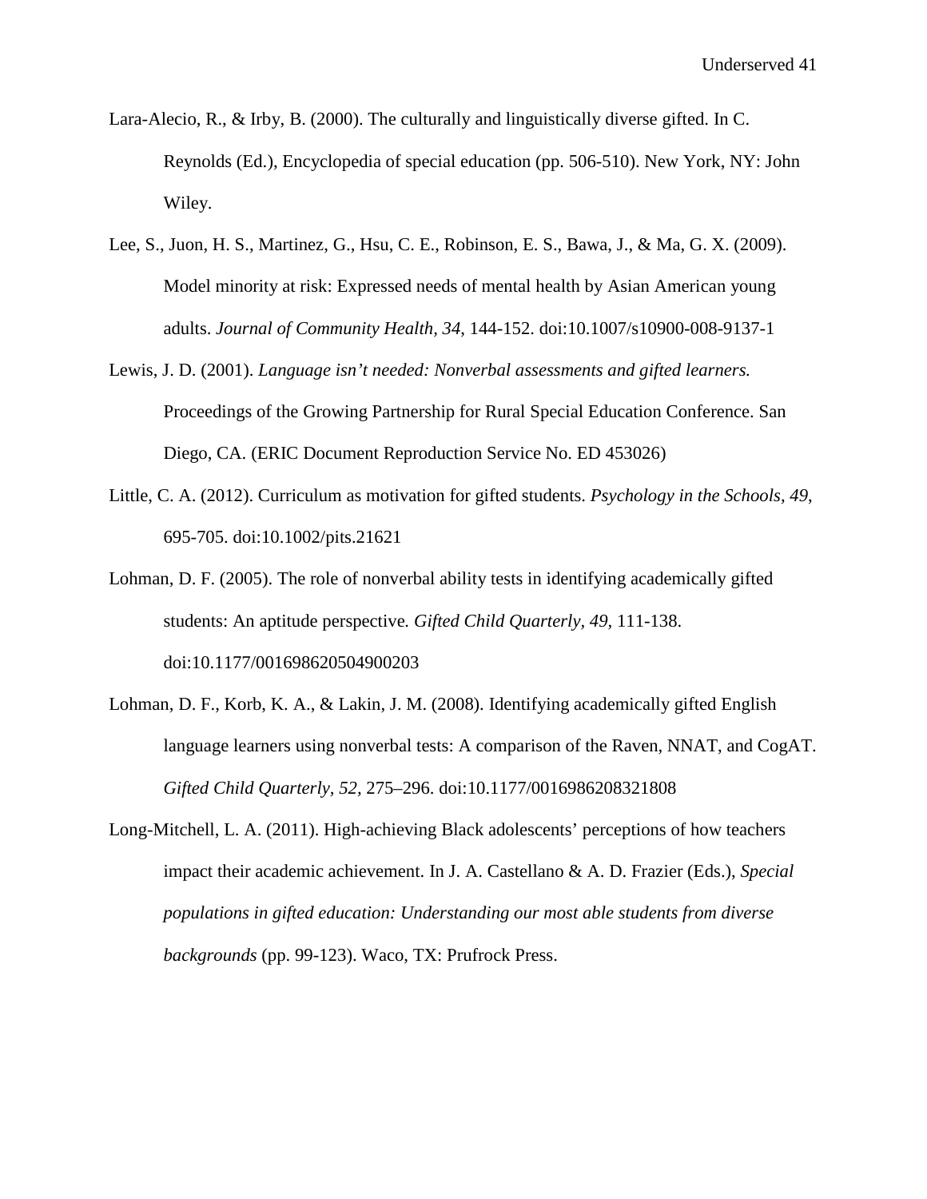Lara-Alecio, R., & Irby, B. (2000). The culturally and linguistically diverse gifted. In C. Reynolds (Ed.), Encyclopedia of special education (pp. 506-510). New York, NY: John Wiley.

Lee, S., Juon, H. S., Martinez, G., Hsu, C. E., Robinson, E. S., Bawa, J., & Ma, G. X. (2009). Model minority at risk: Expressed needs of mental health by Asian American young adults. *Journal of Community Health, 34*, 144-152. doi:10.1007/s10900-008-9137-1

Lewis, J. D. (2001). *Language isn't needed: Nonverbal assessments and gifted learners.* Proceedings of the Growing Partnership for Rural Special Education Conference. San Diego, CA. (ERIC Document Reproduction Service No. ED 453026)

Little, C. A. (2012). Curriculum as motivation for gifted students. *Psychology in the Schools, 49*, 695-705. doi:10.1002/pits.21621

Lohman, D. F. (2005). The role of nonverbal ability tests in identifying academically gifted students: An aptitude perspective. *Gifted Child Quarterly, 49*, 111-138. doi:10.1177/001698620504900203

Lohman, D. F., Korb, K. A., & Lakin, J. M. (2008). Identifying academically gifted English language learners using nonverbal tests: A comparison of the Raven, NNAT, and CogAT. *Gifted Child Quarterly, 52*, 275–296. doi:10.1177/0016986208321808

Long-Mitchell, L. A. (2011). High-achieving Black adolescents' perceptions of how teachers impact their academic achievement. In J. A. Castellano & A. D. Frazier (Eds.), *Special populations in gifted education: Understanding our most able students from diverse backgrounds* (pp. 99-123). Waco, TX: Prufrock Press.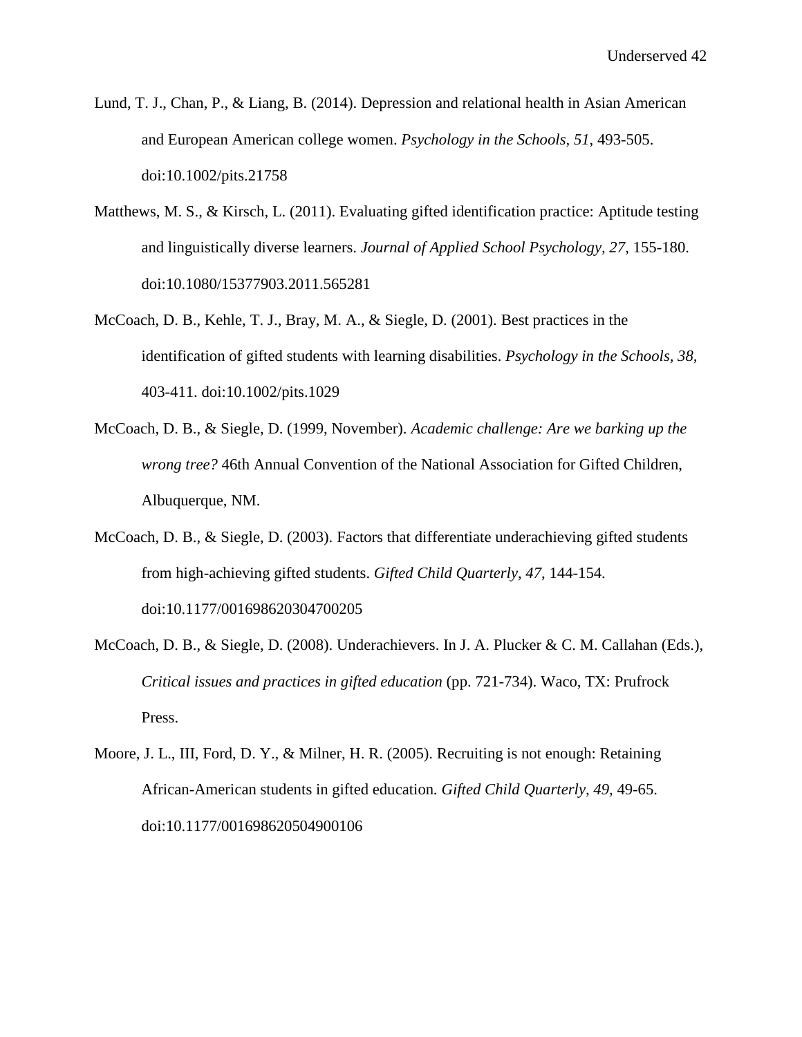Lund, T. J., Chan, P., & Liang, B. (2014). Depression and relational health in Asian American and European American college women. *Psychology in the Schools, 51*, 493-505. doi:10.1002/pits.21758

Matthews, M. S., & Kirsch, L. (2011). Evaluating gifted identification practice: Aptitude testing and linguistically diverse learners. *Journal of Applied School Psychology, 27*, 155-180. doi:10.1080/15377903.2011.565281

McCoach, D. B., Kehle, T. J., Bray, M. A., & Siegle, D. (2001). Best practices in the identification of gifted students with learning disabilities. *Psychology in the Schools, 38,* 403-411. doi:10.1002/pits.1029

McCoach, D. B., & Siegle, D. (1999, November). *Academic challenge: Are we barking up the wrong tree?* 46th Annual Convention of the National Association for Gifted Children, Albuquerque, NM.

McCoach, D. B., & Siegle, D. (2003). Factors that differentiate underachieving gifted students from high-achieving gifted students. *Gifted Child Quarterly, 47*, 144-154. doi:10.1177/001698620304700205

McCoach, D. B., & Siegle, D. (2008). Underachievers. In J. A. Plucker & C. M. Callahan (Eds.), *Critical issues and practices in gifted education* (pp. 721-734). Waco, TX: Prufrock Press.

Moore, J. L., III, Ford, D. Y., & Milner, H. R. (2005). Recruiting is not enough: Retaining African-American students in gifted education. *Gifted Child Quarterly, 49,* 49-65. doi:10.1177/001698620504900106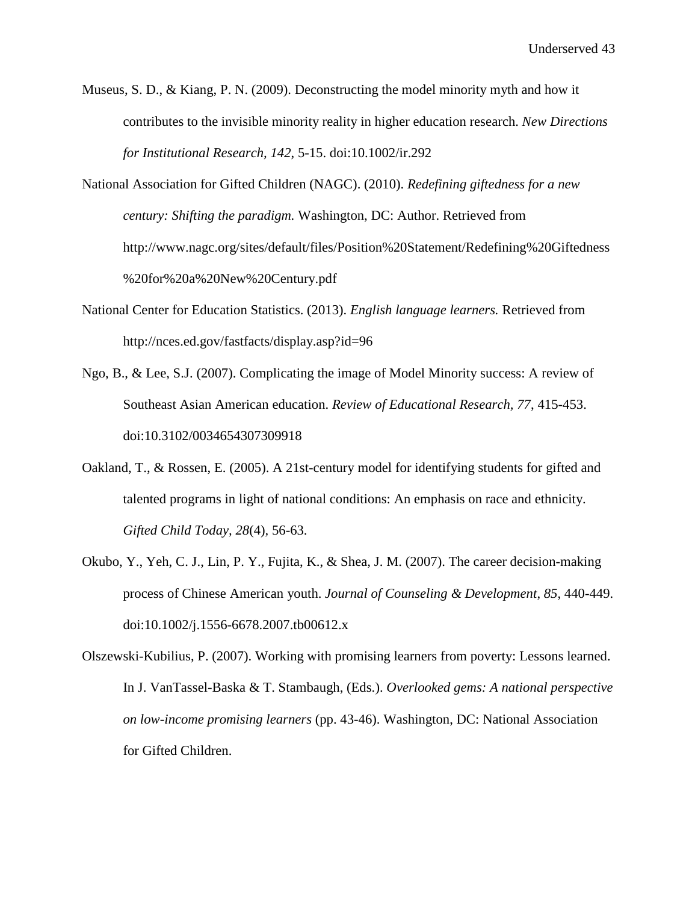Museus, S. D., & Kiang, P. N. (2009). Deconstructing the model minority myth and how it contributes to the invisible minority reality in higher education research. *New Directions for Institutional Research, 142*, 5-15. doi:10.1002/ir.292

National Association for Gifted Children (NAGC). (2010). *Redefining giftedness for a new century: Shifting the paradigm.* Washington, DC: Author. Retrieved from http://www.nagc.org/sites/default/files/Position%20Statement/Redefining%20Giftedness%20for%20a%20New%20Century.pdf

National Center for Education Statistics. (2013). *English language learners.* Retrieved from http://nces.ed.gov/fastfacts/display.asp?id=96

Ngo, B., & Lee, S.J. (2007). Complicating the image of Model Minority success: A review of Southeast Asian American education. *Review of Educational Research*, *77*, 415-453. doi:10.3102/0034654307309918

Oakland, T., & Rossen, E. (2005). A 21st-century model for identifying students for gifted and talented programs in light of national conditions: An emphasis on race and ethnicity. *Gifted Child Today, 28*(4), 56-63.

Okubo, Y., Yeh, C. J., Lin, P. Y., Fujita, K., & Shea, J. M. (2007). The career decision-making process of Chinese American youth. *Journal of Counseling & Development*, *85*, 440-449. doi:10.1002/j.1556-6678.2007.tb00612.x

Olszewski-Kubilius, P. (2007). Working with promising learners from poverty: Lessons learned. In J. VanTassel-Baska & T. Stambaugh, (Eds.). *Overlooked gems: A national perspective on low-income promising learners* (pp. 43-46). Washington, DC: National Association for Gifted Children.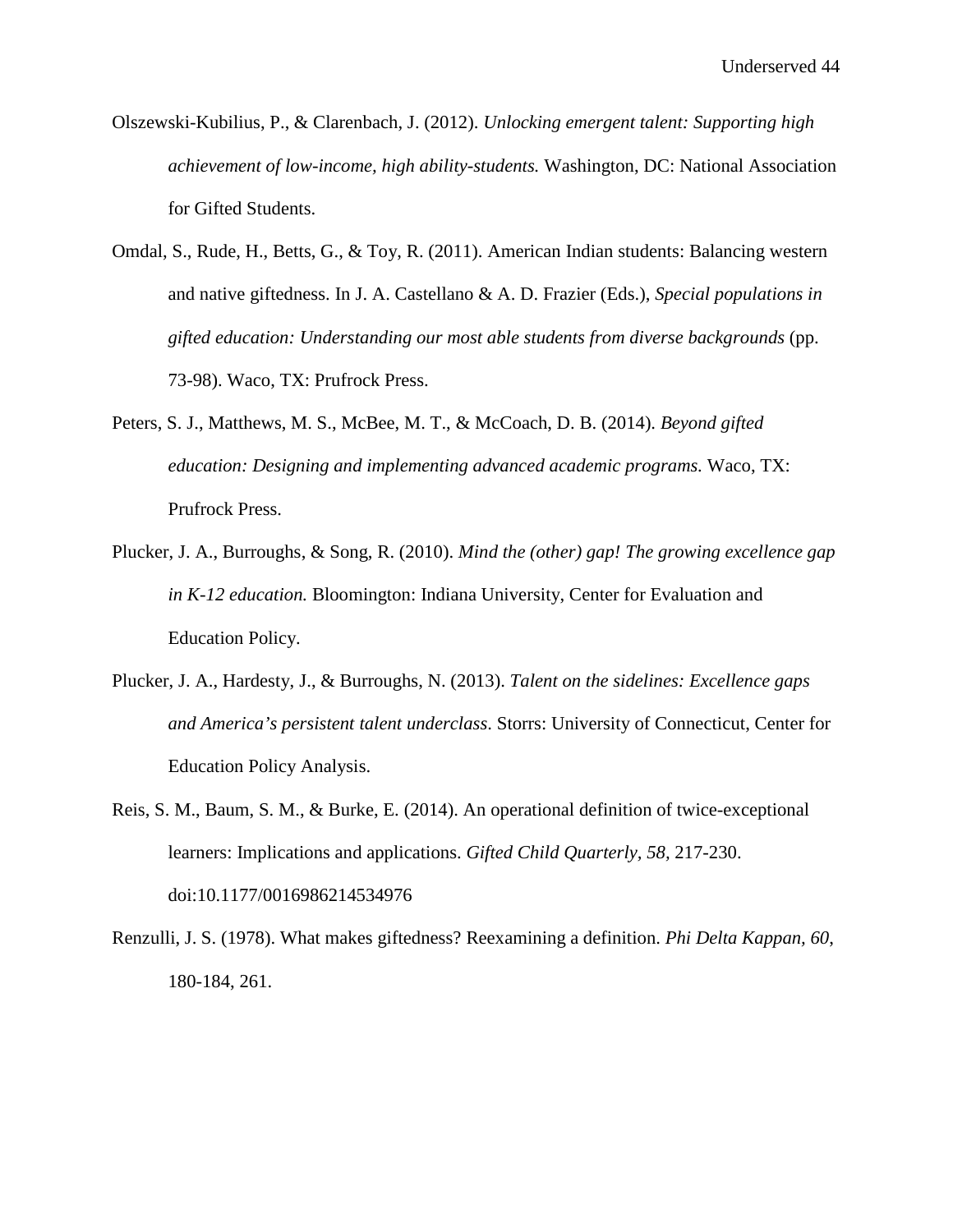Olszewski-Kubilius, P., & Clarenbach, J. (2012). *Unlocking emergent talent: Supporting high achievement of low-income, high ability-students.* Washington, DC: National Association for Gifted Students.

Omdal, S., Rude, H., Betts, G., & Toy, R. (2011). American Indian students: Balancing western and native giftedness. In J. A. Castellano & A. D. Frazier (Eds.), *Special populations in gifted education: Understanding our most able students from diverse backgrounds* (pp. 73-98). Waco, TX: Prufrock Press.

Peters, S. J., Matthews, M. S., McBee, M. T., & McCoach, D. B. (2014). *Beyond gifted education: Designing and implementing advanced academic programs.* Waco, TX: Prufrock Press.

Plucker, J. A., Burroughs, & Song, R. (2010). *Mind the (other) gap! The growing excellence gap in K-12 education.* Bloomington: Indiana University, Center for Evaluation and Education Policy.

Plucker, J. A., Hardesty, J., & Burroughs, N. (2013). *Talent on the sidelines: Excellence gaps and America's persistent talent underclass*. Storrs: University of Connecticut, Center for Education Policy Analysis.

Reis, S. M., Baum, S. M., & Burke, E. (2014). An operational definition of twice-exceptional learners: Implications and applications. *Gifted Child Quarterly, 58,* 217-230. doi:10.1177/0016986214534976

Renzulli, J. S. (1978). What makes giftedness? Reexamining a definition. *Phi Delta Kappan, 60,* 180-184, 261.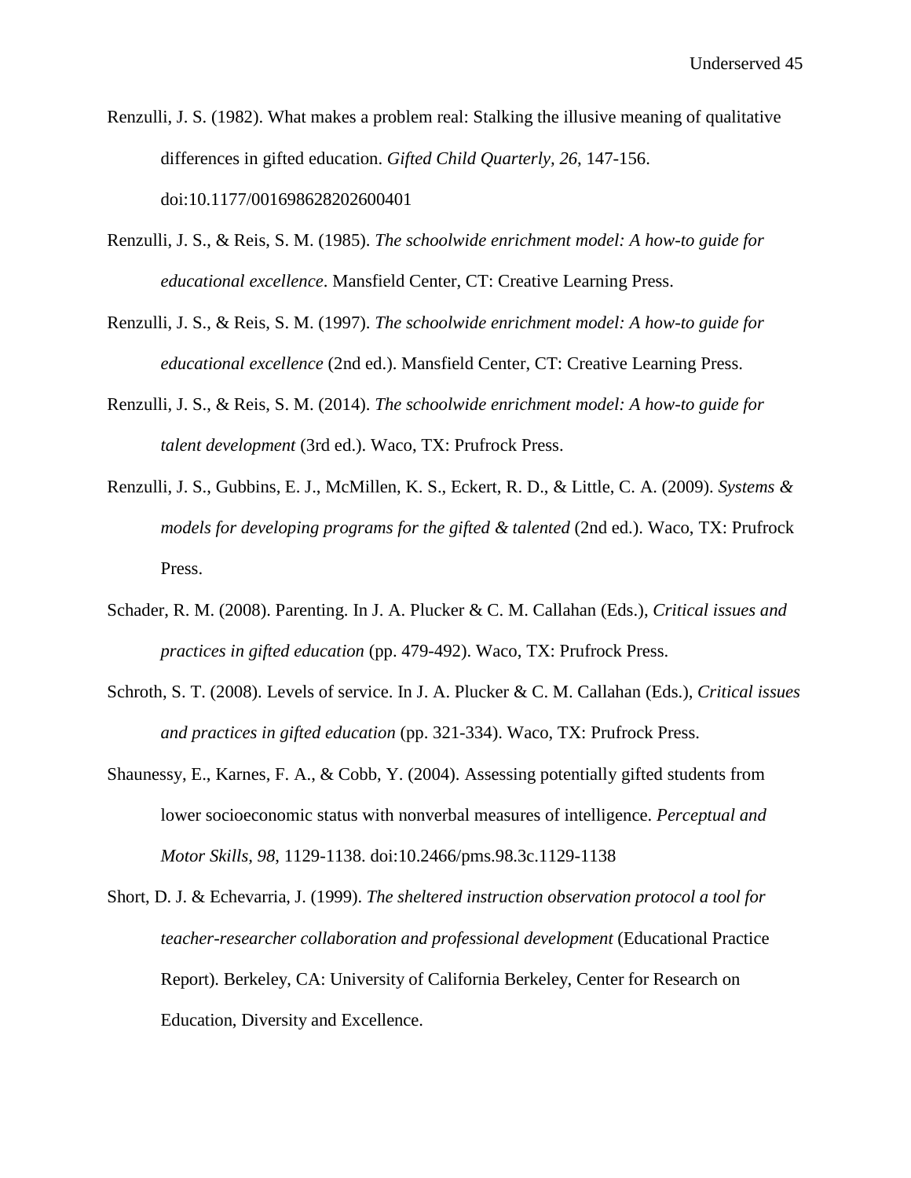Renzulli, J. S. (1982). What makes a problem real: Stalking the illusive meaning of qualitative differences in gifted education. *Gifted Child Quarterly, 26*, 147-156. doi:10.1177/001698628202600401

Renzulli, J. S., & Reis, S. M. (1985). *The schoolwide enrichment model: A how-to guide for educational excellence*. Mansfield Center, CT: Creative Learning Press.

Renzulli, J. S., & Reis, S. M. (1997). *The schoolwide enrichment model: A how-to guide for educational excellence* (2nd ed.). Mansfield Center, CT: Creative Learning Press.

Renzulli, J. S., & Reis, S. M. (2014). *The schoolwide enrichment model: A how-to guide for talent development* (3rd ed.). Waco, TX: Prufrock Press.

Renzulli, J. S., Gubbins, E. J., McMillen, K. S., Eckert, R. D., & Little, C. A. (2009). *Systems & models for developing programs for the gifted & talented* (2nd ed.). Waco, TX: Prufrock Press.

Schader, R. M. (2008). Parenting. In J. A. Plucker & C. M. Callahan (Eds.), *Critical issues and practices in gifted education* (pp. 479-492). Waco, TX: Prufrock Press.

Schroth, S. T. (2008). Levels of service. In J. A. Plucker & C. M. Callahan (Eds.), *Critical issues and practices in gifted education* (pp. 321-334). Waco, TX: Prufrock Press.

Shaunessy, E., Karnes, F. A., & Cobb, Y. (2004). Assessing potentially gifted students from lower socioeconomic status with nonverbal measures of intelligence. *Perceptual and Motor Skills, 98*, 1129-1138. doi:10.2466/pms.98.3c.1129-1138

Short, D. J. & Echevarria, J. (1999). *The sheltered instruction observation protocol a tool for teacher-researcher collaboration and professional development* (Educational Practice Report). Berkeley, CA: University of California Berkeley, Center for Research on Education, Diversity and Excellence.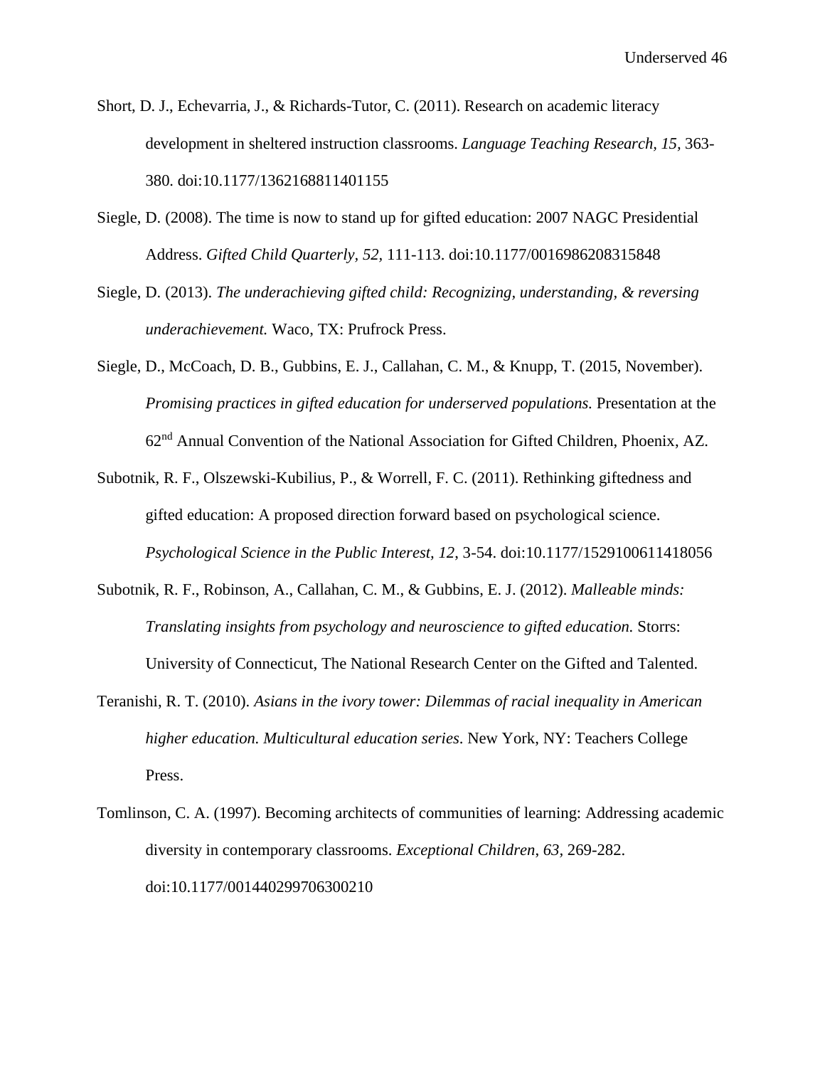Short, D. J., Echevarria, J., & Richards-Tutor, C. (2011). Research on academic literacy development in sheltered instruction classrooms. *Language Teaching Research, 15*, 363-380. doi:10.1177/1362168811401155

Siegle, D. (2008). The time is now to stand up for gifted education: 2007 NAGC Presidential Address. *Gifted Child Quarterly, 52,* 111-113. doi:10.1177/0016986208315848

Siegle, D. (2013). *The underachieving gifted child: Recognizing, understanding, & reversing underachievement.* Waco, TX: Prufrock Press.

Siegle, D., McCoach, D. B., Gubbins, E. J., Callahan, C. M., & Knupp, T. (2015, November). *Promising practices in gifted education for underserved populations.* Presentation at the 62nd Annual Convention of the National Association for Gifted Children, Phoenix, AZ.

Subotnik, R. F., Olszewski-Kubilius, P., & Worrell, F. C. (2011). Rethinking giftedness and gifted education: A proposed direction forward based on psychological science. *Psychological Science in the Public Interest, 12,* 3-54. doi:10.1177/1529100611418056

Subotnik, R. F., Robinson, A., Callahan, C. M., & Gubbins, E. J. (2012). *Malleable minds: Translating insights from psychology and neuroscience to gifted education.* Storrs: University of Connecticut, The National Research Center on the Gifted and Talented.

Teranishi, R. T. (2010). *Asians in the ivory tower: Dilemmas of racial inequality in American higher education. Multicultural education series.* New York, NY: Teachers College Press.

Tomlinson, C. A. (1997). Becoming architects of communities of learning: Addressing academic diversity in contemporary classrooms. *Exceptional Children, 63,* 269-282. doi:10.1177/001440299706300210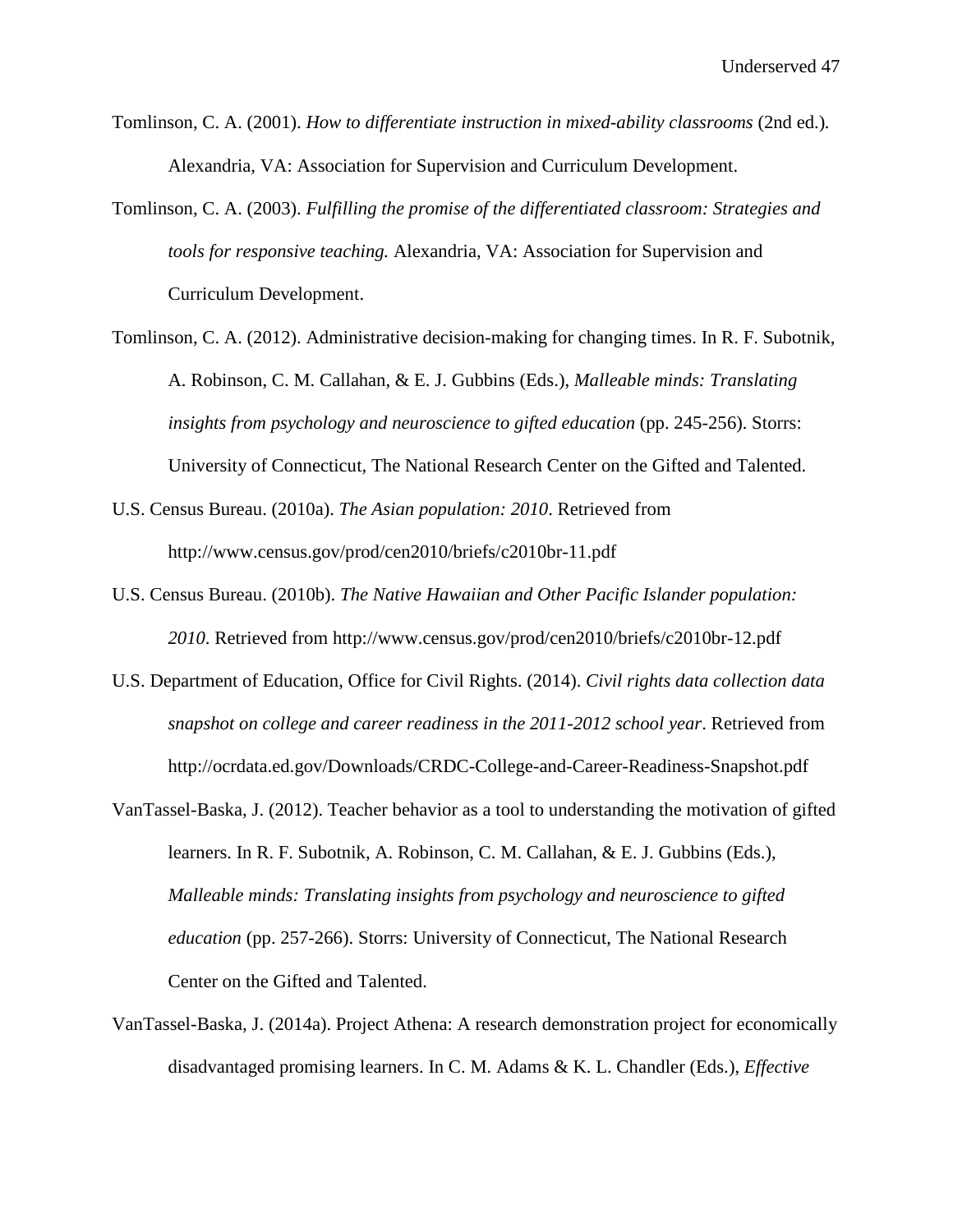Tomlinson, C. A. (2001). *How to differentiate instruction in mixed-ability classrooms* (2nd ed.). Alexandria, VA: Association for Supervision and Curriculum Development.

Tomlinson, C. A. (2003). *Fulfilling the promise of the differentiated classroom: Strategies and tools for responsive teaching.* Alexandria, VA: Association for Supervision and Curriculum Development.

Tomlinson, C. A. (2012). Administrative decision-making for changing times. In R. F. Subotnik, A. Robinson, C. M. Callahan, & E. J. Gubbins (Eds.), *Malleable minds: Translating insights from psychology and neuroscience to gifted education* (pp. 245-256). Storrs: University of Connecticut, The National Research Center on the Gifted and Talented.

U.S. Census Bureau. (2010a). *The Asian population: 2010*. Retrieved from http://www.census.gov/prod/cen2010/briefs/c2010br-11.pdf

U.S. Census Bureau. (2010b). *The Native Hawaiian and Other Pacific Islander population: 2010*. Retrieved from http://www.census.gov/prod/cen2010/briefs/c2010br-12.pdf

U.S. Department of Education, Office for Civil Rights. (2014). *Civil rights data collection data snapshot on college and career readiness in the 2011-2012 school year*. Retrieved from http://ocrdata.ed.gov/Downloads/CRDC-College-and-Career-Readiness-Snapshot.pdf

VanTassel-Baska, J. (2012). Teacher behavior as a tool to understanding the motivation of gifted learners. In R. F. Subotnik, A. Robinson, C. M. Callahan, & E. J. Gubbins (Eds.), *Malleable minds: Translating insights from psychology and neuroscience to gifted education* (pp. 257-266). Storrs: University of Connecticut, The National Research Center on the Gifted and Talented.

VanTassel-Baska, J. (2014a). Project Athena: A research demonstration project for economically disadvantaged promising learners. In C. M. Adams & K. L. Chandler (Eds.), *Effective*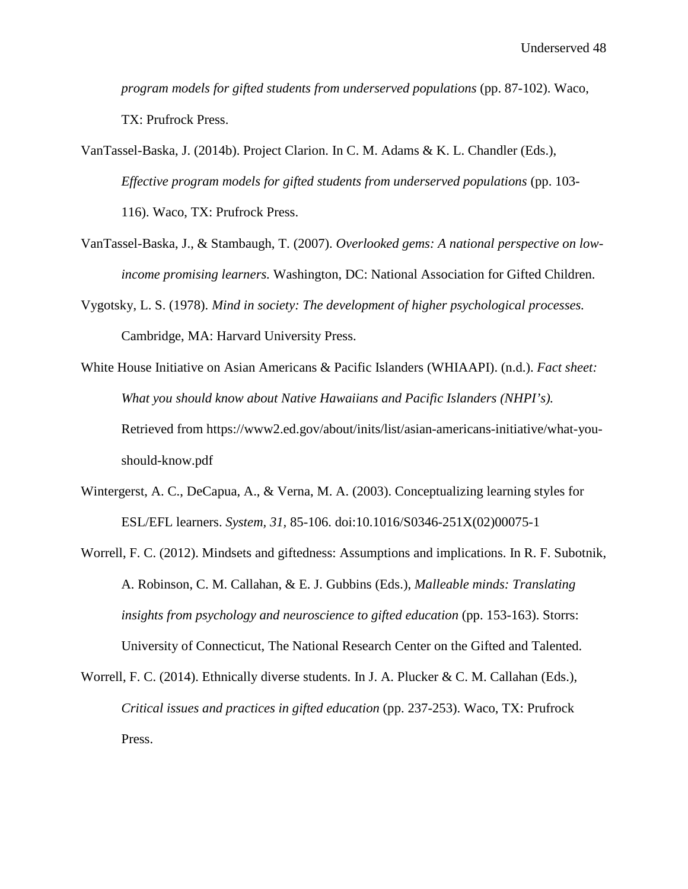*program models for gifted students from underserved populations* (pp. 87-102). Waco, TX: Prufrock Press.

VanTassel-Baska, J. (2014b). Project Clarion. In C. M. Adams & K. L. Chandler (Eds.), *Effective program models for gifted students from underserved populations* (pp. 103-116). Waco, TX: Prufrock Press.

VanTassel-Baska, J., & Stambaugh, T. (2007). *Overlooked gems: A national perspective on low-income promising learners.* Washington, DC: National Association for Gifted Children.

Vygotsky, L. S. (1978). *Mind in society: The development of higher psychological processes.* Cambridge, MA: Harvard University Press.

White House Initiative on Asian Americans & Pacific Islanders (WHIAAPI). (n.d.). *Fact sheet: What you should know about Native Hawaiians and Pacific Islanders (NHPI's).* Retrieved from https://www2.ed.gov/about/inits/list/asian-americans-initiative/what-you-should-know.pdf

Wintergerst, A. C., DeCapua, A., & Verna, M. A. (2003). Conceptualizing learning styles for ESL/EFL learners. *System, 31,* 85-106. doi:10.1016/S0346-251X(02)00075-1

Worrell, F. C. (2012). Mindsets and giftedness: Assumptions and implications. In R. F. Subotnik, A. Robinson, C. M. Callahan, & E. J. Gubbins (Eds.), *Malleable minds: Translating insights from psychology and neuroscience to gifted education* (pp. 153-163). Storrs: University of Connecticut, The National Research Center on the Gifted and Talented.

Worrell, F. C. (2014). Ethnically diverse students. In J. A. Plucker & C. M. Callahan (Eds.), *Critical issues and practices in gifted education* (pp. 237-253). Waco, TX: Prufrock Press.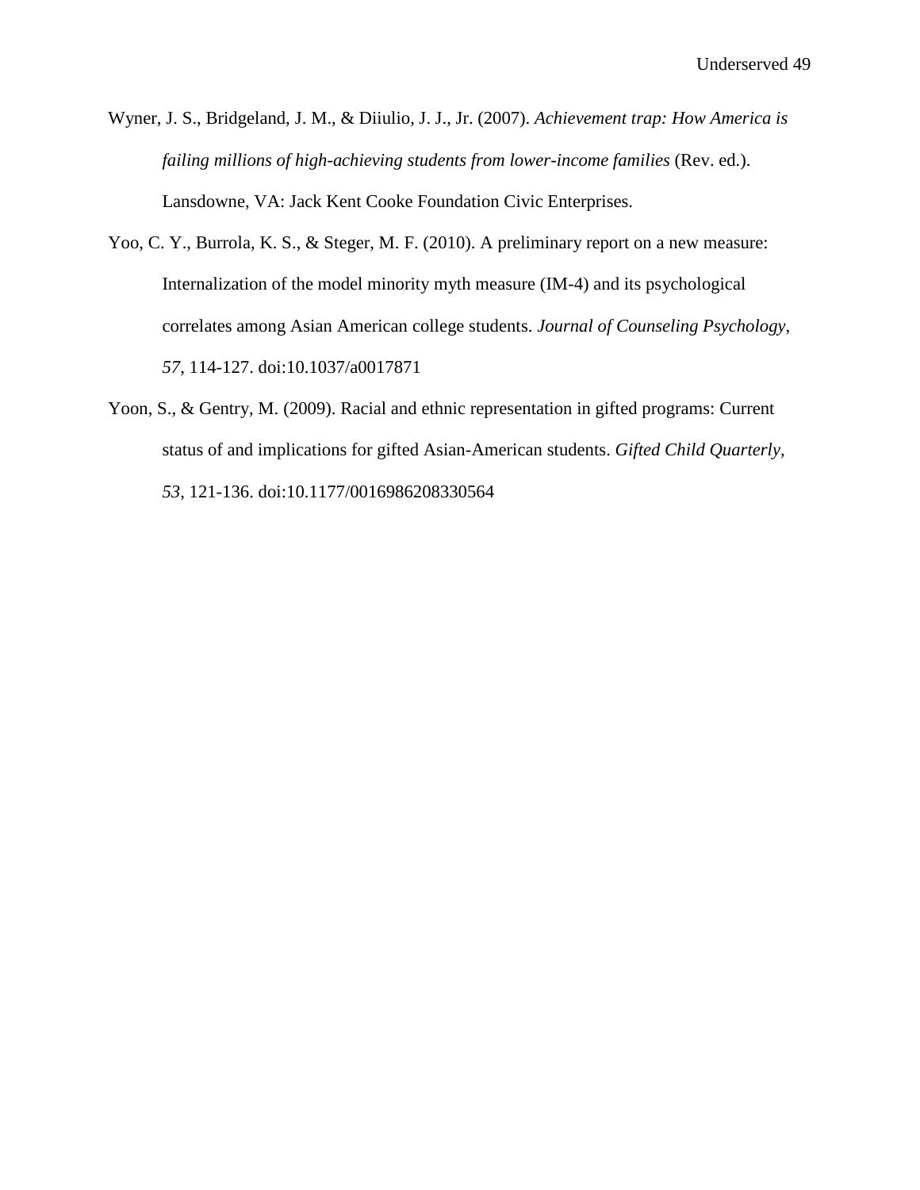Wyner, J. S., Bridgeland, J. M., & Diiulio, J. J., Jr. (2007). *Achievement trap: How America is failing millions of high-achieving students from lower-income families* (Rev. ed.). Lansdowne, VA: Jack Kent Cooke Foundation Civic Enterprises.

Yoo, C. Y., Burrola, K. S., & Steger, M. F. (2010). A preliminary report on a new measure: Internalization of the model minority myth measure (IM-4) and its psychological correlates among Asian American college students. *Journal of Counseling Psychology, 57*, 114-127. doi:10.1037/a0017871

Yoon, S., & Gentry, M. (2009). Racial and ethnic representation in gifted programs: Current status of and implications for gifted Asian-American students. *Gifted Child Quarterly, 53*, 121-136. doi:10.1177/0016986208330564